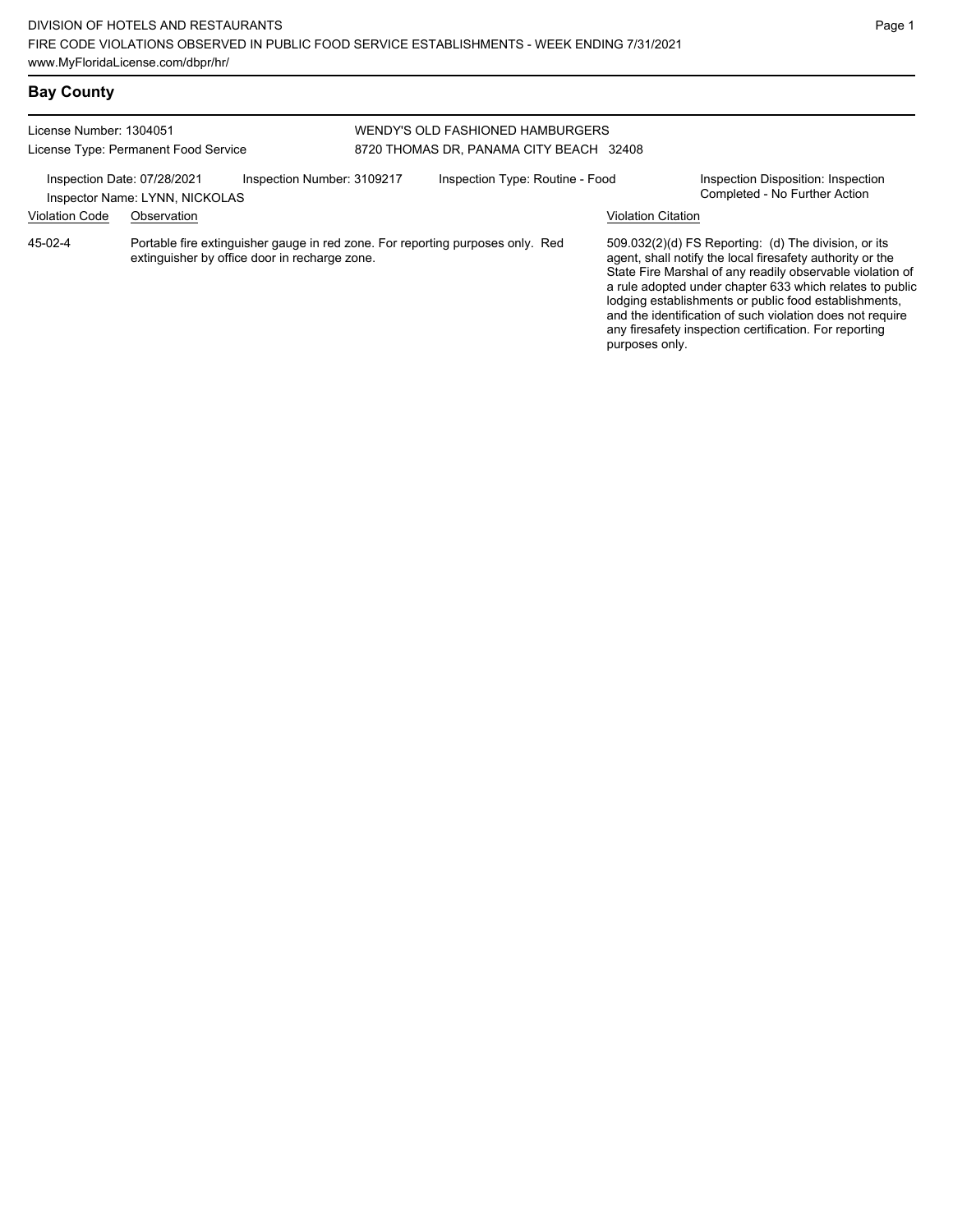DIVISION OF HOTELS AND RESTAURANTS
FIRE CODE VIOLATIONS OBSERVED IN PUBLIC FOOD SERVICE ESTABLISHMENTS - WEEK ENDING 7/31/2021
www.MyFloridaLicense.com/dbpr/hr/

## Bay County

License Number: 1304051
License Type: Permanent Food Service

WENDY'S OLD FASHIONED HAMBURGERS
8720 THOMAS DR, PANAMA CITY BEACH 32408

Inspection Date: 07/28/2021
Inspector Name: LYNN, NICKOLAS
Inspection Number: 3109217
Inspection Type: Routine - Food
Inspection Disposition: Inspection Completed - No Further Action

| Violation Code | Observation | Violation Citation |
|---|---|---|
| 45-02-4 | Portable fire extinguisher gauge in red zone. For reporting purposes only. Red extinguisher by office door in recharge zone. | 509.032(2)(d) FS Reporting: (d) The division, or its agent, shall notify the local firesafety authority or the State Fire Marshal of any readily observable violation of a rule adopted under chapter 633 which relates to public lodging establishments or public food establishments, and the identification of such violation does not require any firesafety inspection certification. For reporting purposes only. |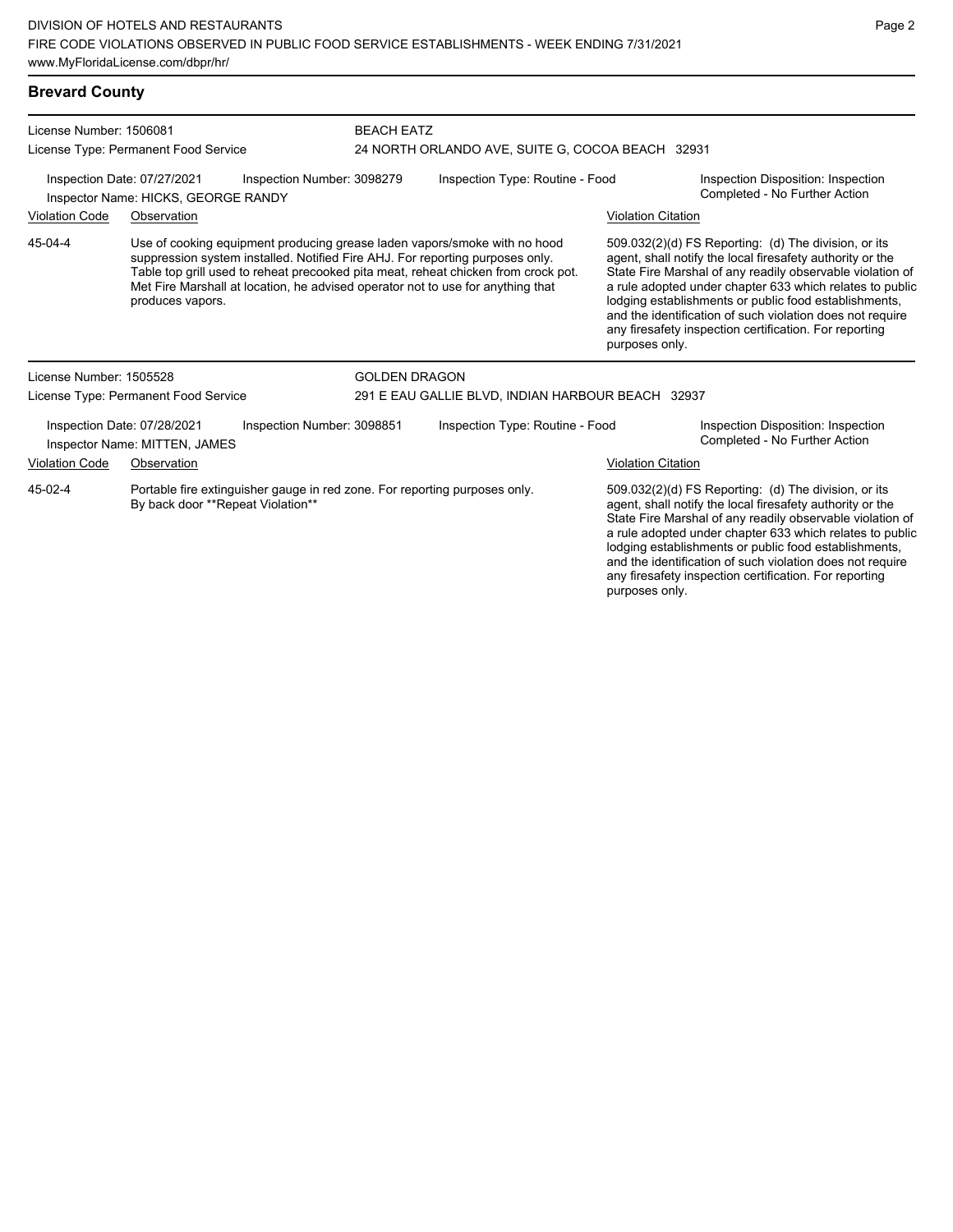## Brevard County

**License Number:** 1506081
**License Type:** Permanent Food Service

**BEACH EATZ**
24 NORTH ORLANDO AVE, SUITE G, COCOA BEACH 32931

**Inspection Date:** 07/27/2021
**Inspection Number:** 3098279
**Inspection Type:** Routine - Food
**Inspection Disposition:** Inspection Completed - No Further Action
**Inspector Name:** HICKS, GEORGE RANDY

| Violation Code | Observation | Violation Citation |
|---|---|---|
| 45-04-4 | Use of cooking equipment producing grease laden vapors/smoke with no hood suppression system installed. Notified Fire AHJ. For reporting purposes only. Table top grill used to reheat precooked pita meat, reheat chicken from crock pot. Met Fire Marshall at location, he advised operator not to use for anything that produces vapors. | 509.032(2)(d) FS Reporting: (d) The division, or its agent, shall notify the local firesafety authority or the State Fire Marshal of any readily observable violation of a rule adopted under chapter 633 which relates to public lodging establishments or public food establishments, and the identification of such violation does not require any firesafety inspection certification. For reporting purposes only. |

**License Number:** 1505528
**License Type:** Permanent Food Service

**GOLDEN DRAGON**
291 E EAU GALLIE BLVD, INDIAN HARBOUR BEACH 32937

**Inspection Date:** 07/28/2021
**Inspection Number:** 3098851
**Inspection Type:** Routine - Food
**Inspection Disposition:** Inspection Completed - No Further Action
**Inspector Name:** MITTEN, JAMES

| Violation Code | Observation | Violation Citation |
|---|---|---|
| 45-02-4 | Portable fire extinguisher gauge in red zone. For reporting purposes only. By back door **Repeat Violation** | 509.032(2)(d) FS Reporting: (d) The division, or its agent, shall notify the local firesafety authority or the State Fire Marshal of any readily observable violation of a rule adopted under chapter 633 which relates to public lodging establishments or public food establishments, and the identification of such violation does not require any firesafety inspection certification. For reporting purposes only. |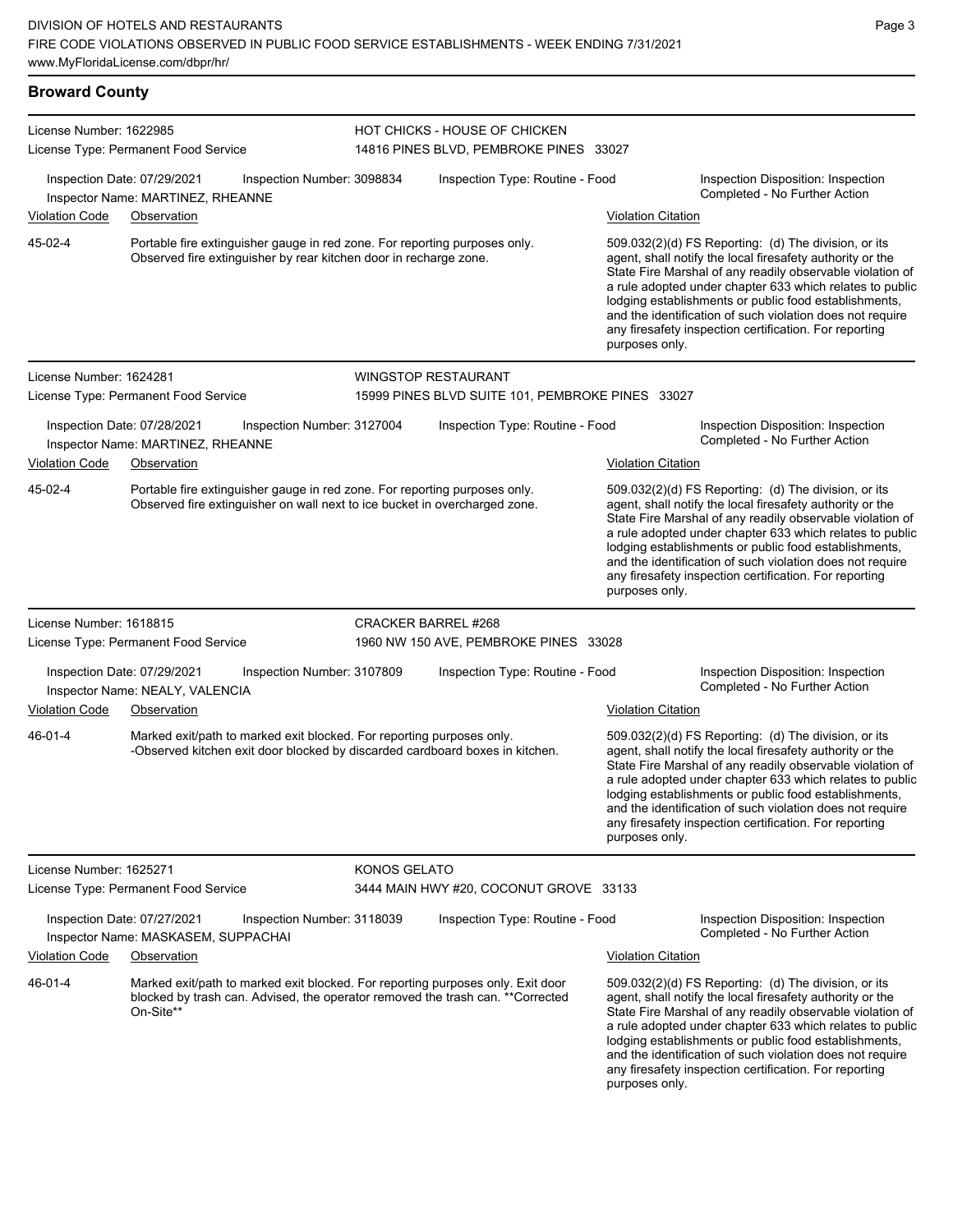## Broward County

**License Number:** 1622985
**License Type:** Permanent Food Service

**HOT CHICKS - HOUSE OF CHICKEN**
14816 PINES BLVD, PEMBROKE PINES 33027

Inspection Date: 07/29/2021 | Inspection Number: 3098834 | Inspection Type: Routine - Food | Inspection Disposition: Inspection Completed - No Further Action

Inspector Name: MARTINEZ, RHEANNE

| Violation Code | Observation | Violation Citation |
|---|---|---|
| 45-02-4 | Portable fire extinguisher gauge in red zone. For reporting purposes only. Observed fire extinguisher by rear kitchen door in recharge zone. | 509.032(2)(d) FS Reporting: (d) The division, or its agent, shall notify the local firesafety authority or the State Fire Marshal of any readily observable violation of a rule adopted under chapter 633 which relates to public lodging establishments or public food establishments, and the identification of such violation does not require any firesafety inspection certification. For reporting purposes only. |

---

**License Number:** 1624281
**License Type:** Permanent Food Service

**WINGSTOP RESTAURANT**
15999 PINES BLVD SUITE 101, PEMBROKE PINES 33027

Inspection Date: 07/28/2021 | Inspection Number: 3127004 | Inspection Type: Routine - Food | Inspection Disposition: Inspection Completed - No Further Action

Inspector Name: MARTINEZ, RHEANNE

| Violation Code | Observation | Violation Citation |
|---|---|---|
| 45-02-4 | Portable fire extinguisher gauge in red zone. For reporting purposes only. Observed fire extinguisher on wall next to ice bucket in overcharged zone. | 509.032(2)(d) FS Reporting: (d) The division, or its agent, shall notify the local firesafety authority or the State Fire Marshal of any readily observable violation of a rule adopted under chapter 633 which relates to public lodging establishments or public food establishments, and the identification of such violation does not require any firesafety inspection certification. For reporting purposes only. |

---

**License Number:** 1618815
**License Type:** Permanent Food Service

**CRACKER BARREL #268**
1960 NW 150 AVE, PEMBROKE PINES 33028

Inspection Date: 07/29/2021 | Inspection Number: 3107809 | Inspection Type: Routine - Food | Inspection Disposition: Inspection Completed - No Further Action

Inspector Name: NEALY, VALENCIA

| Violation Code | Observation | Violation Citation |
|---|---|---|
| 46-01-4 | Marked exit/path to marked exit blocked. For reporting purposes only. -Observed kitchen exit door blocked by discarded cardboard boxes in kitchen. | 509.032(2)(d) FS Reporting: (d) The division, or its agent, shall notify the local firesafety authority or the State Fire Marshal of any readily observable violation of a rule adopted under chapter 633 which relates to public lodging establishments or public food establishments, and the identification of such violation does not require any firesafety inspection certification. For reporting purposes only. |

---

**License Number:** 1625271
**License Type:** Permanent Food Service

**KONOS GELATO**
3444 MAIN HWY #20, COCONUT GROVE 33133

Inspection Date: 07/27/2021 | Inspection Number: 3118039 | Inspection Type: Routine - Food | Inspection Disposition: Inspection Completed - No Further Action

Inspector Name: MASKASEM, SUPPACHAI

| Violation Code | Observation | Violation Citation |
|---|---|---|
| 46-01-4 | Marked exit/path to marked exit blocked. For reporting purposes only. Exit door blocked by trash can. Advised, the operator removed the trash can. **Corrected On-Site** | 509.032(2)(d) FS Reporting: (d) The division, or its agent, shall notify the local firesafety authority or the State Fire Marshal of any readily observable violation of a rule adopted under chapter 633 which relates to public lodging establishments or public food establishments, and the identification of such violation does not require any firesafety inspection certification. For reporting purposes only. |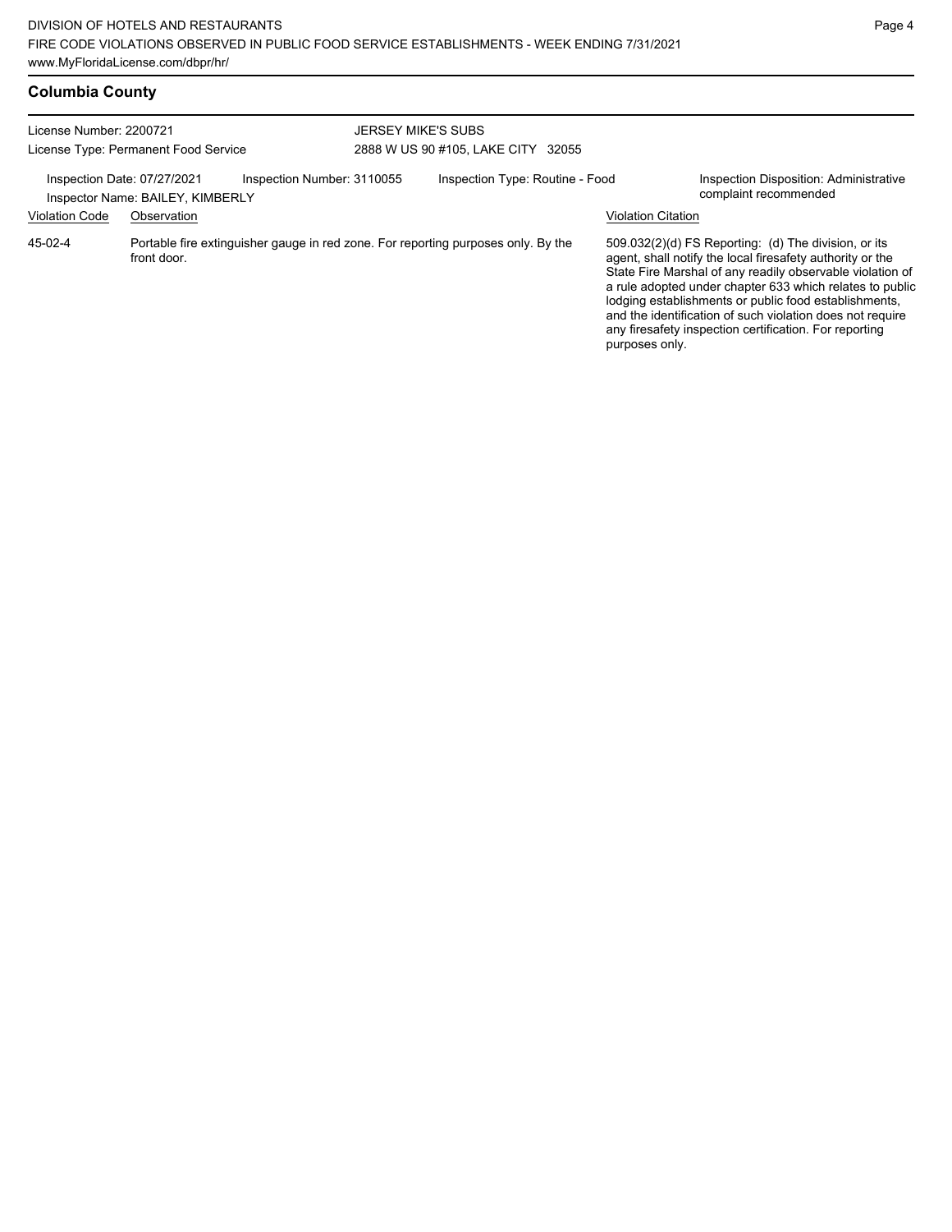## Columbia County

License Number: 2200721
License Type: Permanent Food Service

JERSEY MIKE'S SUBS
2888 W US 90 #105, LAKE CITY 32055

Inspection Date: 07/27/2021
Inspector Name: BAILEY, KIMBERLY
Inspection Number: 3110055
Inspection Type: Routine - Food
Inspection Disposition: Administrative complaint recommended

| Violation Code | Observation | Violation Citation |
| --- | --- | --- |
| 45-02-4 | Portable fire extinguisher gauge in red zone. For reporting purposes only. By the front door. | 509.032(2)(d) FS Reporting: (d) The division, or its agent, shall notify the local firesafety authority or the State Fire Marshal of any readily observable violation of a rule adopted under chapter 633 which relates to public lodging establishments or public food establishments, and the identification of such violation does not require any firesafety inspection certification. For reporting purposes only. |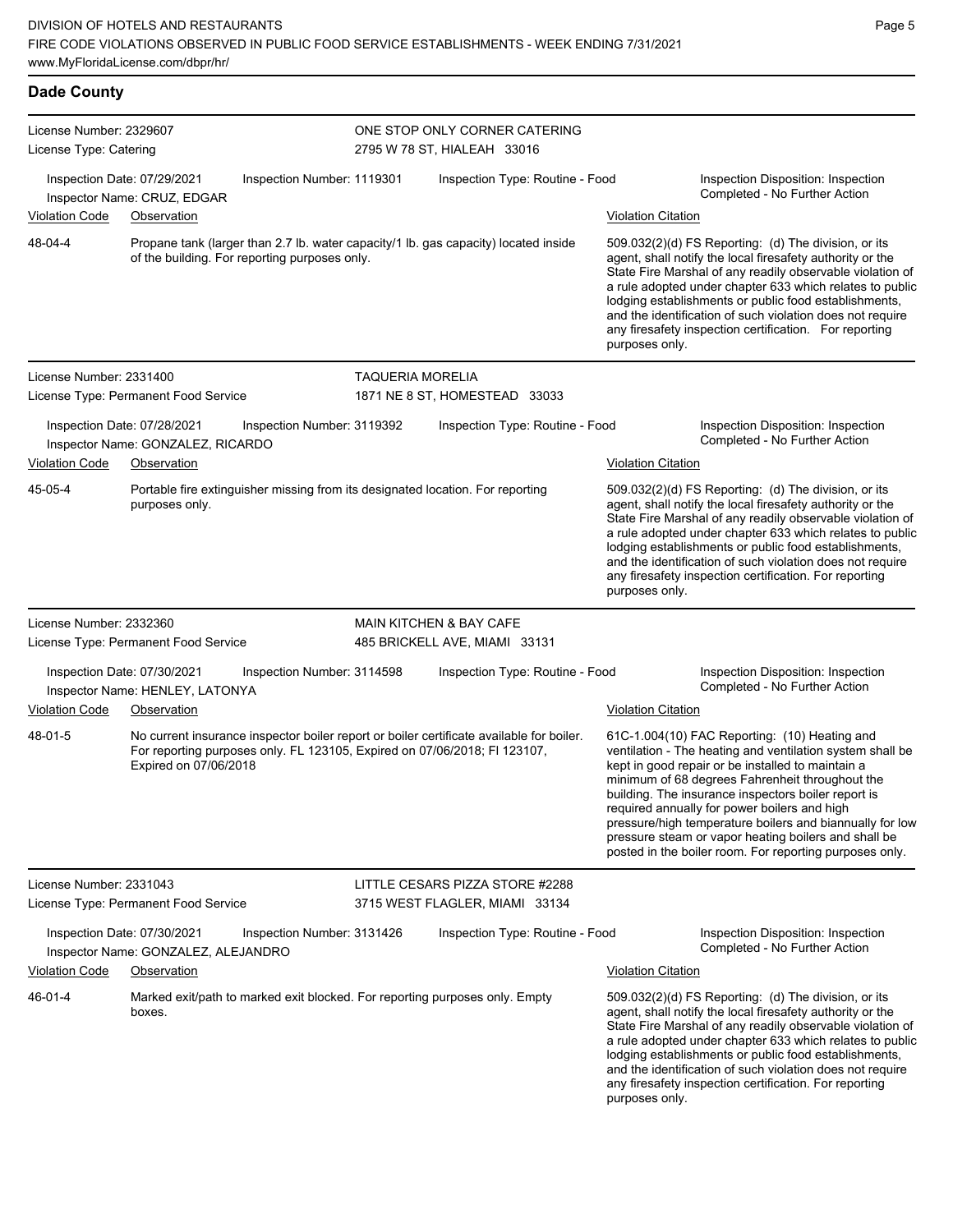## Dade County

**License Number:** 2329607
**License Type:** Catering

**ONE STOP ONLY CORNER CATERING**
2795 W 78 ST, HIALEAH 33016

Inspection Date: 07/29/2021 | Inspection Number: 1119301 | Inspection Type: Routine - Food | Inspection Disposition: Inspection Completed - No Further Action

Inspector Name: CRUZ, EDGAR

| Violation Code | Observation | Violation Citation |
| --- | --- | --- |
| 48-04-4 | Propane tank (larger than 2.7 lb. water capacity/1 lb. gas capacity) located inside of the building. For reporting purposes only. | 509.032(2)(d) FS Reporting: (d) The division, or its agent, shall notify the local firesafety authority or the State Fire Marshal of any readily observable violation of a rule adopted under chapter 633 which relates to public lodging establishments or public food establishments, and the identification of such violation does not require any firesafety inspection certification. For reporting purposes only. |

**License Number:** 2331400
**License Type:** Permanent Food Service

**TAQUERIA MORELIA**
1871 NE 8 ST, HOMESTEAD 33033

Inspection Date: 07/28/2021 | Inspection Number: 3119392 | Inspection Type: Routine - Food | Inspection Disposition: Inspection Completed - No Further Action

Inspector Name: GONZALEZ, RICARDO

| Violation Code | Observation | Violation Citation |
| --- | --- | --- |
| 45-05-4 | Portable fire extinguisher missing from its designated location. For reporting purposes only. | 509.032(2)(d) FS Reporting: (d) The division, or its agent, shall notify the local firesafety authority or the State Fire Marshal of any readily observable violation of a rule adopted under chapter 633 which relates to public lodging establishments or public food establishments, and the identification of such violation does not require any firesafety inspection certification. For reporting purposes only. |

**License Number:** 2332360
**License Type:** Permanent Food Service

**MAIN KITCHEN & BAY CAFE**
485 BRICKELL AVE, MIAMI 33131

Inspection Date: 07/30/2021 | Inspection Number: 3114598 | Inspection Type: Routine - Food | Inspection Disposition: Inspection Completed - No Further Action

Inspector Name: HENLEY, LATONYA

| Violation Code | Observation | Violation Citation |
| --- | --- | --- |
| 48-01-5 | No current insurance inspector boiler report or boiler certificate available for boiler. For reporting purposes only. FL 123105, Expired on 07/06/2018; Fl 123107, Expired on 07/06/2018 | 61C-1.004(10) FAC Reporting: (10) Heating and ventilation - The heating and ventilation system shall be kept in good repair or be installed to maintain a minimum of 68 degrees Fahrenheit throughout the building. The insurance inspectors boiler report is required annually for power boilers and high pressure/high temperature boilers and biannually for low pressure steam or vapor heating boilers and shall be posted in the boiler room. For reporting purposes only. |

**License Number:** 2331043
**License Type:** Permanent Food Service

**LITTLE CESARS PIZZA STORE #2288**
3715 WEST FLAGLER, MIAMI 33134

Inspection Date: 07/30/2021 | Inspection Number: 3131426 | Inspection Type: Routine - Food | Inspection Disposition: Inspection Completed - No Further Action

Inspector Name: GONZALEZ, ALEJANDRO

| Violation Code | Observation | Violation Citation |
| --- | --- | --- |
| 46-01-4 | Marked exit/path to marked exit blocked. For reporting purposes only. Empty boxes. | 509.032(2)(d) FS Reporting: (d) The division, or its agent, shall notify the local firesafety authority or the State Fire Marshal of any readily observable violation of a rule adopted under chapter 633 which relates to public lodging establishments or public food establishments, and the identification of such violation does not require any firesafety inspection certification. For reporting purposes only. |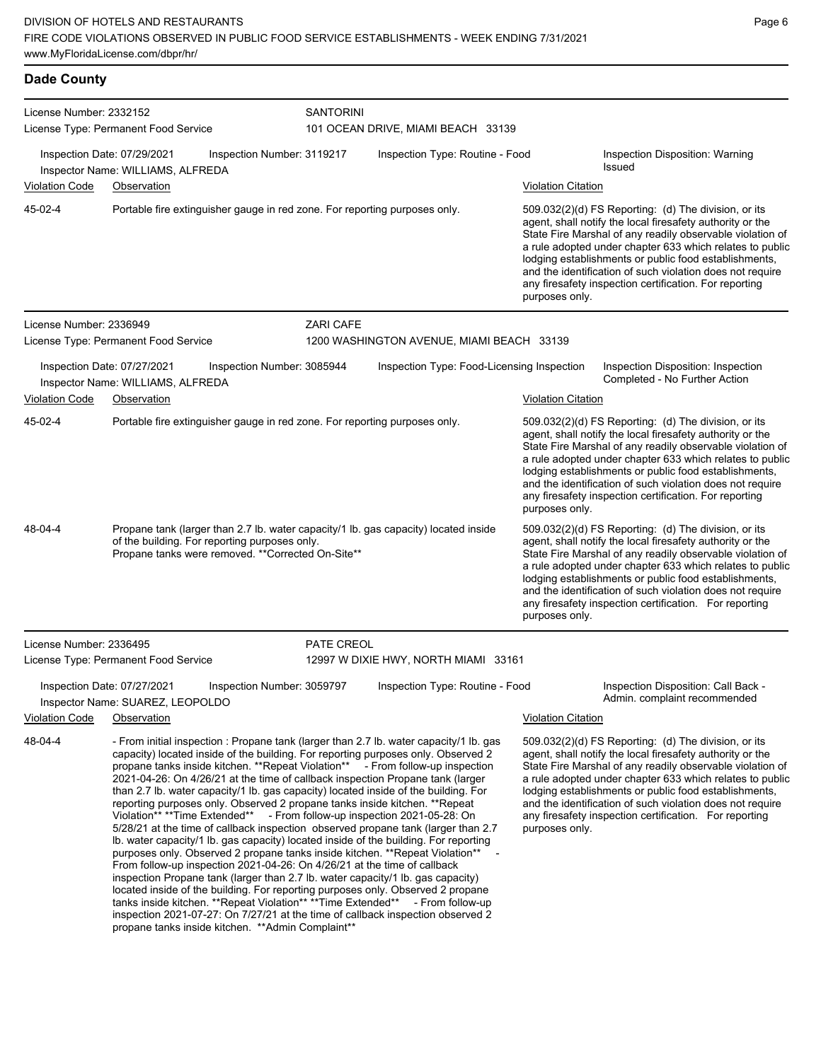## Dade County

License Number: 2332152
License Type: Permanent Food Service

SANTORINI
101 OCEAN DRIVE, MIAMI BEACH 33139

Inspection Date: 07/29/2021 Inspection Number: 3119217 Inspection Type: Routine - Food Inspection Disposition: Warning Issued
Inspector Name: WILLIAMS, ALFREDA

| Violation Code | Observation | Violation Citation |
|---|---|---|
| 45-02-4 | Portable fire extinguisher gauge in red zone. For reporting purposes only. | 509.032(2)(d) FS Reporting: (d) The division, or its agent, shall notify the local firesafety authority or the State Fire Marshal of any readily observable violation of a rule adopted under chapter 633 which relates to public lodging establishments or public food establishments, and the identification of such violation does not require any firesafety inspection certification. For reporting purposes only. |

License Number: 2336949
License Type: Permanent Food Service

ZARI CAFE
1200 WASHINGTON AVENUE, MIAMI BEACH 33139

Inspection Date: 07/27/2021 Inspection Number: 3085944 Inspection Type: Food-Licensing Inspection Inspection Disposition: Inspection Completed - No Further Action
Inspector Name: WILLIAMS, ALFREDA

| Violation Code | Observation | Violation Citation |
|---|---|---|
| 45-02-4 | Portable fire extinguisher gauge in red zone. For reporting purposes only. | 509.032(2)(d) FS Reporting: (d) The division, or its agent, shall notify the local firesafety authority or the State Fire Marshal of any readily observable violation of a rule adopted under chapter 633 which relates to public lodging establishments or public food establishments, and the identification of such violation does not require any firesafety inspection certification. For reporting purposes only. |
| 48-04-4 | Propane tank (larger than 2.7 lb. water capacity/1 lb. gas capacity) located inside of the building. For reporting purposes only. Propane tanks were removed. **Corrected On-Site** | 509.032(2)(d) FS Reporting: (d) The division, or its agent, shall notify the local firesafety authority or the State Fire Marshal of any readily observable violation of a rule adopted under chapter 633 which relates to public lodging establishments or public food establishments, and the identification of such violation does not require any firesafety inspection certification. For reporting purposes only. |

License Number: 2336495
License Type: Permanent Food Service

PATE CREOL
12997 W DIXIE HWY, NORTH MIAMI 33161

Inspection Date: 07/27/2021 Inspection Number: 3059797 Inspection Type: Routine - Food Inspection Disposition: Call Back - Admin. complaint recommended
Inspector Name: SUAREZ, LEOPOLDO

| Violation Code | Observation | Violation Citation |
|---|---|---|
| 48-04-4 | - From initial inspection : Propane tank (larger than 2.7 lb. water capacity/1 lb. gas capacity) located inside of the building. For reporting purposes only. Observed 2 propane tanks inside kitchen. **Repeat Violation** - From follow-up inspection 2021-04-26: On 4/26/21 at the time of callback inspection Propane tank (larger than 2.7 lb. water capacity/1 lb. gas capacity) located inside of the building. For reporting purposes only. Observed 2 propane tanks inside kitchen. **Repeat Violation** **Time Extended** - From follow-up inspection 2021-05-28: On 5/28/21 at the time of callback inspection observed propane tank (larger than 2.7 lb. water capacity/1 lb. gas capacity) located inside of the building. For reporting purposes only. Observed 2 propane tanks inside kitchen. **Repeat Violation** - From follow-up inspection 2021-04-26: On 4/26/21 at the time of callback inspection Propane tank (larger than 2.7 lb. water capacity/1 lb. gas capacity) located inside of the building. For reporting purposes only. Observed 2 propane tanks inside kitchen. **Repeat Violation** **Time Extended** - From follow-up inspection 2021-07-27: On 7/27/21 at the time of callback inspection observed 2 propane tanks inside kitchen. **Admin Complaint** | 509.032(2)(d) FS Reporting: (d) The division, or its agent, shall notify the local firesafety authority or the State Fire Marshal of any readily observable violation of a rule adopted under chapter 633 which relates to public lodging establishments or public food establishments, and the identification of such violation does not require any firesafety inspection certification. For reporting purposes only. |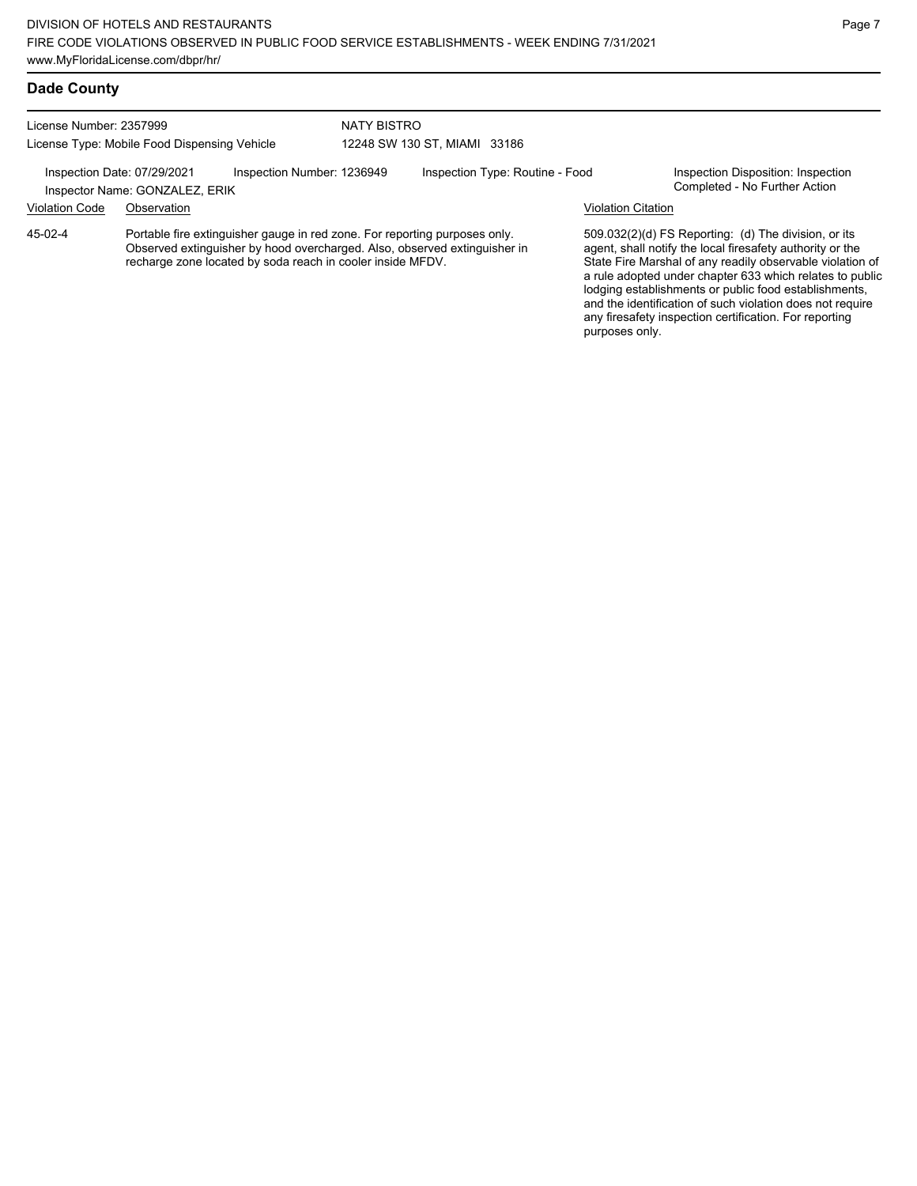## Dade County

License Number: 2357999
License Type: Mobile Food Dispensing Vehicle

NATY BISTRO
12248 SW 130 ST, MIAMI 33186

Inspection Date: 07/29/2021
Inspector Name: GONZALEZ, ERIK

Inspection Number: 1236949

Inspection Type: Routine - Food

Inspection Disposition: Inspection Completed - No Further Action

| Violation Code | Observation | Violation Citation |
| --- | --- | --- |
| 45-02-4 | Portable fire extinguisher gauge in red zone. For reporting purposes only. Observed extinguisher by hood overcharged. Also, observed extinguisher in recharge zone located by soda reach in cooler inside MFDV. | 509.032(2)(d) FS Reporting: (d) The division, or its agent, shall notify the local firesafety authority or the State Fire Marshal of any readily observable violation of a rule adopted under chapter 633 which relates to public lodging establishments or public food establishments, and the identification of such violation does not require any firesafety inspection certification. For reporting purposes only. |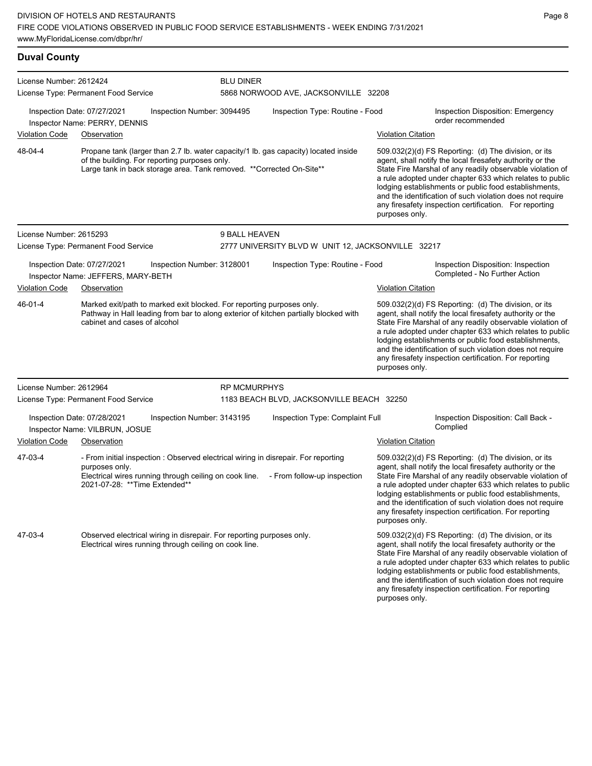## Duval County

**License Number:** 2612424
**License Type:** Permanent Food Service

**BLU DINER**
5868 NORWOOD AVE, JACKSONVILLE 32208

**Inspection Date:** 07/27/2021 | **Inspection Number:** 3094495 | **Inspection Type:** Routine - Food | **Inspection Disposition:** Emergency order recommended
**Inspector Name:** PERRY, DENNIS

| Violation Code | Observation | Violation Citation |
|---|---|---|
| 48-04-4 | Propane tank (larger than 2.7 lb. water capacity/1 lb. gas capacity) located inside of the building. For reporting purposes only. Large tank in back storage area. Tank removed. **Corrected On-Site** | 509.032(2)(d) FS Reporting: (d) The division, or its agent, shall notify the local firesafety authority or the State Fire Marshal of any readily observable violation of a rule adopted under chapter 633 which relates to public lodging establishments or public food establishments, and the identification of such violation does not require any firesafety inspection certification. For reporting purposes only. |

---

**License Number:** 2615293
**License Type:** Permanent Food Service

**9 BALL HEAVEN**
2777 UNIVERSITY BLVD W UNIT 12, JACKSONVILLE 32217

**Inspection Date:** 07/27/2021 | **Inspection Number:** 3128001 | **Inspection Type:** Routine - Food | **Inspection Disposition:** Inspection Completed - No Further Action
**Inspector Name:** JEFFERS, MARY-BETH

| Violation Code | Observation | Violation Citation |
|---|---|---|
| 46-01-4 | Marked exit/path to marked exit blocked. For reporting purposes only. Pathway in Hall leading from bar to along exterior of kitchen partially blocked with cabinet and cases of alcohol | 509.032(2)(d) FS Reporting: (d) The division, or its agent, shall notify the local firesafety authority or the State Fire Marshal of any readily observable violation of a rule adopted under chapter 633 which relates to public lodging establishments or public food establishments, and the identification of such violation does not require any firesafety inspection certification. For reporting purposes only. |

---

**License Number:** 2612964
**License Type:** Permanent Food Service

**RP MCMURPHYS**
1183 BEACH BLVD, JACKSONVILLE BEACH 32250

**Inspection Date:** 07/28/2021 | **Inspection Number:** 3143195 | **Inspection Type:** Complaint Full | **Inspection Disposition:** Call Back - Complied
**Inspector Name:** VILBRUN, JOSUE

| Violation Code | Observation | Violation Citation |
|---|---|---|
| 47-03-4 | - From initial inspection : Observed electrical wiring in disrepair. For reporting purposes only. Electrical wires running through ceiling on cook line. - From follow-up inspection 2021-07-28: **Time Extended** | 509.032(2)(d) FS Reporting: (d) The division, or its agent, shall notify the local firesafety authority or the State Fire Marshal of any readily observable violation of a rule adopted under chapter 633 which relates to public lodging establishments or public food establishments, and the identification of such violation does not require any firesafety inspection certification. For reporting purposes only. |
| 47-03-4 | Observed electrical wiring in disrepair. For reporting purposes only. Electrical wires running through ceiling on cook line. | 509.032(2)(d) FS Reporting: (d) The division, or its agent, shall notify the local firesafety authority or the State Fire Marshal of any readily observable violation of a rule adopted under chapter 633 which relates to public lodging establishments or public food establishments, and the identification of such violation does not require any firesafety inspection certification. For reporting purposes only. |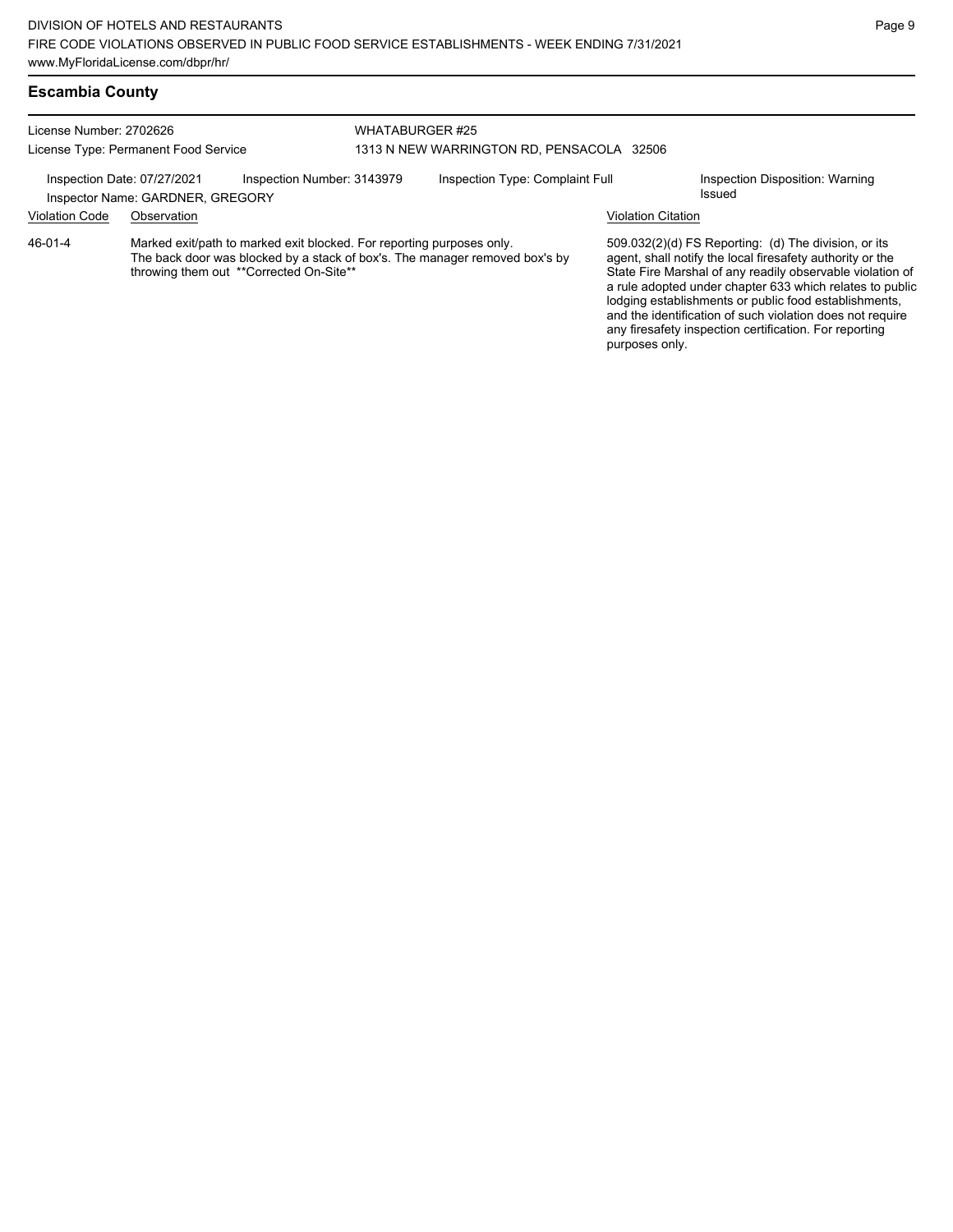## Escambia County

License Number: 2702626
License Type: Permanent Food Service

WHATABURGER #25
1313 N NEW WARRINGTON RD, PENSACOLA 32506

Inspection Date: 07/27/2021
Inspector Name: GARDNER, GREGORY
Inspection Number: 3143979
Inspection Type: Complaint Full
Inspection Disposition: Warning Issued

| Violation Code | Observation | Violation Citation |
|---|---|---|
| 46-01-4 | Marked exit/path to marked exit blocked. For reporting purposes only. The back door was blocked by a stack of box's. The manager removed box's by throwing them out **Corrected On-Site** | 509.032(2)(d) FS Reporting: (d) The division, or its agent, shall notify the local firesafety authority or the State Fire Marshal of any readily observable violation of a rule adopted under chapter 633 which relates to public lodging establishments or public food establishments, and the identification of such violation does not require any firesafety inspection certification. For reporting purposes only. |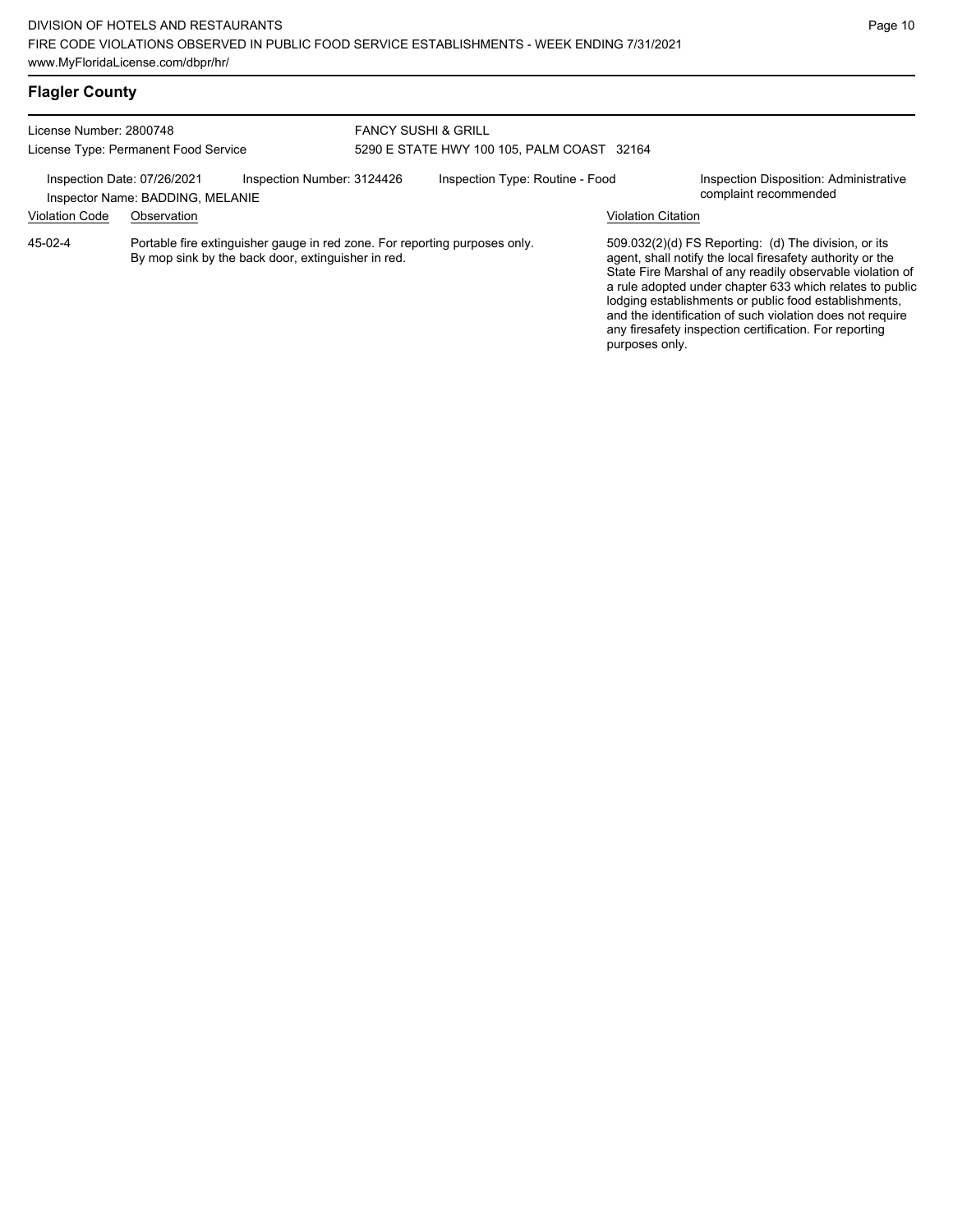## Flagler County

License Number: 2800748
License Type: Permanent Food Service

FANCY SUSHI & GRILL
5290 E STATE HWY 100 105, PALM COAST 32164

Inspection Date: 07/26/2021
Inspector Name: BADDING, MELANIE
Inspection Number: 3124426
Inspection Type: Routine - Food
Inspection Disposition: Administrative complaint recommended

| Violation Code | Observation | Violation Citation |
| --- | --- | --- |
| 45-02-4 | Portable fire extinguisher gauge in red zone. For reporting purposes only. By mop sink by the back door, extinguisher in red. | 509.032(2)(d) FS Reporting: (d) The division, or its agent, shall notify the local firesafety authority or the State Fire Marshal of any readily observable violation of a rule adopted under chapter 633 which relates to public lodging establishments or public food establishments, and the identification of such violation does not require any firesafety inspection certification. For reporting purposes only. |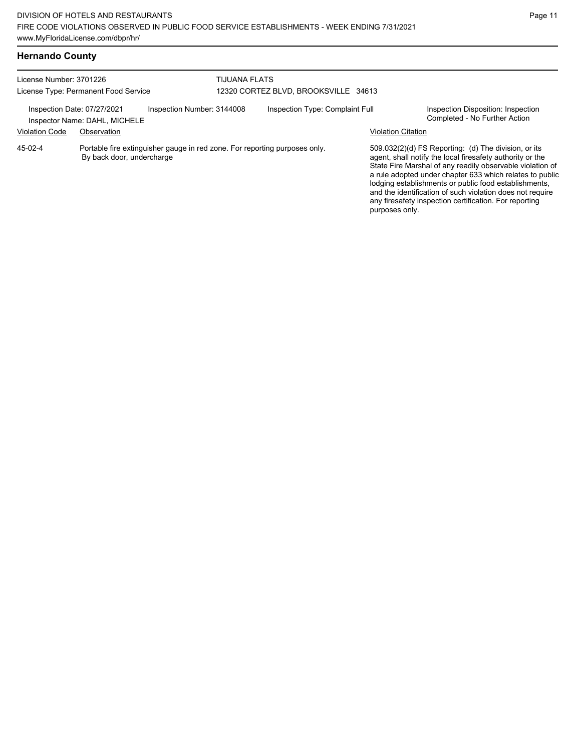## Hernando County

License Number: 3701226
License Type: Permanent Food Service

TIJUANA FLATS
12320 CORTEZ BLVD, BROOKSVILLE 34613

Inspection Date: 07/27/2021 | Inspection Number: 3144008 | Inspection Type: Complaint Full | Inspection Disposition: Inspection Completed - No Further Action

Inspector Name: DAHL, MICHELE

| Violation Code | Observation | Violation Citation |
| --- | --- | --- |
| 45-02-4 | Portable fire extinguisher gauge in red zone. For reporting purposes only. By back door, undercharge | 509.032(2)(d) FS Reporting: (d) The division, or its agent, shall notify the local firesafety authority or the State Fire Marshal of any readily observable violation of a rule adopted under chapter 633 which relates to public lodging establishments or public food establishments, and the identification of such violation does not require any firesafety inspection certification. For reporting purposes only. |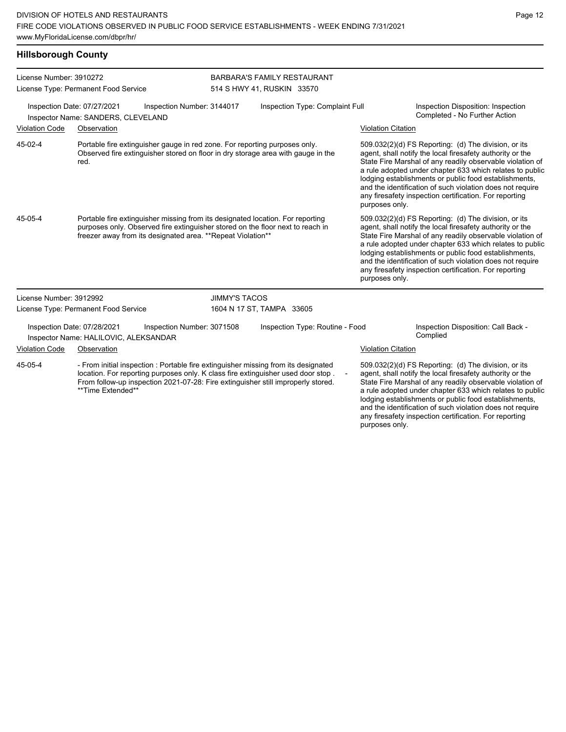## Hillsborough County

**License Number:** 3910272
**License Type:** Permanent Food Service

**BARBARA'S FAMILY RESTAURANT**
514 S HWY 41, RUSKIN 33570

**Inspection Date:** 07/27/2021
**Inspection Number:** 3144017
**Inspection Type:** Complaint Full
**Inspection Disposition:** Inspection Completed - No Further Action
**Inspector Name:** SANDERS, CLEVELAND

| Violation Code | Observation | Violation Citation |
|---|---|---|
| 45-02-4 | Portable fire extinguisher gauge in red zone. For reporting purposes only. Observed fire extinguisher stored on floor in dry storage area with gauge in the red. | 509.032(2)(d) FS Reporting: (d) The division, or its agent, shall notify the local firesafety authority or the State Fire Marshal of any readily observable violation of a rule adopted under chapter 633 which relates to public lodging establishments or public food establishments, and the identification of such violation does not require any firesafety inspection certification. For reporting purposes only. |
| 45-05-4 | Portable fire extinguisher missing from its designated location. For reporting purposes only. Observed fire extinguisher stored on the floor next to reach in freezer away from its designated area. **Repeat Violation** | 509.032(2)(d) FS Reporting: (d) The division, or its agent, shall notify the local firesafety authority or the State Fire Marshal of any readily observable violation of a rule adopted under chapter 633 which relates to public lodging establishments or public food establishments, and the identification of such violation does not require any firesafety inspection certification. For reporting purposes only. |

**License Number:** 3912992
**License Type:** Permanent Food Service

**JIMMY'S TACOS**
1604 N 17 ST, TAMPA 33605

**Inspection Date:** 07/28/2021
**Inspection Number:** 3071508
**Inspection Type:** Routine - Food
**Inspection Disposition:** Call Back - Complied
**Inspector Name:** HALILOVIC, ALEKSANDAR

| Violation Code | Observation | Violation Citation |
|---|---|---|
| 45-05-4 | - From initial inspection : Portable fire extinguisher missing from its designated location. For reporting purposes only. K class fire extinguisher used door stop . - From follow-up inspection 2021-07-28: Fire extinguisher still improperly stored. **Time Extended** | 509.032(2)(d) FS Reporting: (d) The division, or its agent, shall notify the local firesafety authority or the State Fire Marshal of any readily observable violation of a rule adopted under chapter 633 which relates to public lodging establishments or public food establishments, and the identification of such violation does not require any firesafety inspection certification. For reporting purposes only. |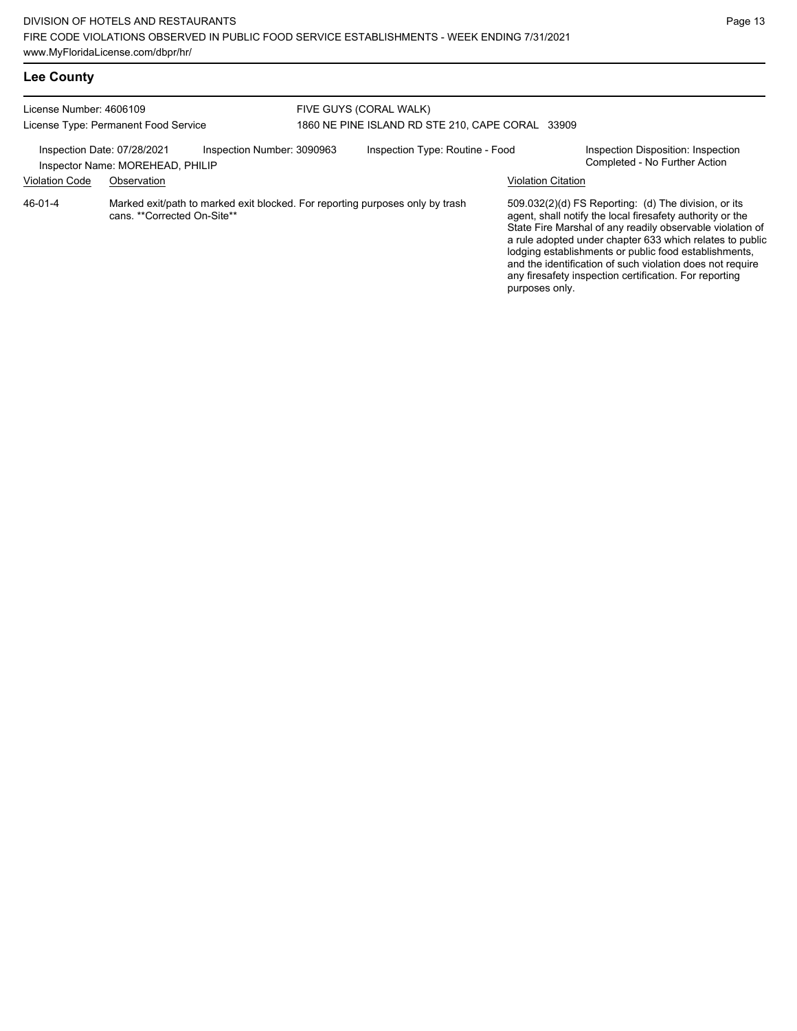## Lee County

License Number: 4606109
License Type: Permanent Food Service

FIVE GUYS (CORAL WALK)
1860 NE PINE ISLAND RD STE 210, CAPE CORAL 33909

Inspection Date: 07/28/2021
Inspector Name: MOREHEAD, PHILIP
Inspection Number: 3090963
Inspection Type: Routine - Food
Inspection Disposition: Inspection Completed - No Further Action

| Violation Code | Observation | Violation Citation |
|---|---|---|
| 46-01-4 | Marked exit/path to marked exit blocked. For reporting purposes only by trash cans. **Corrected On-Site** | 509.032(2)(d) FS Reporting: (d) The division, or its agent, shall notify the local firesafety authority or the State Fire Marshal of any readily observable violation of a rule adopted under chapter 633 which relates to public lodging establishments or public food establishments, and the identification of such violation does not require any firesafety inspection certification. For reporting purposes only. |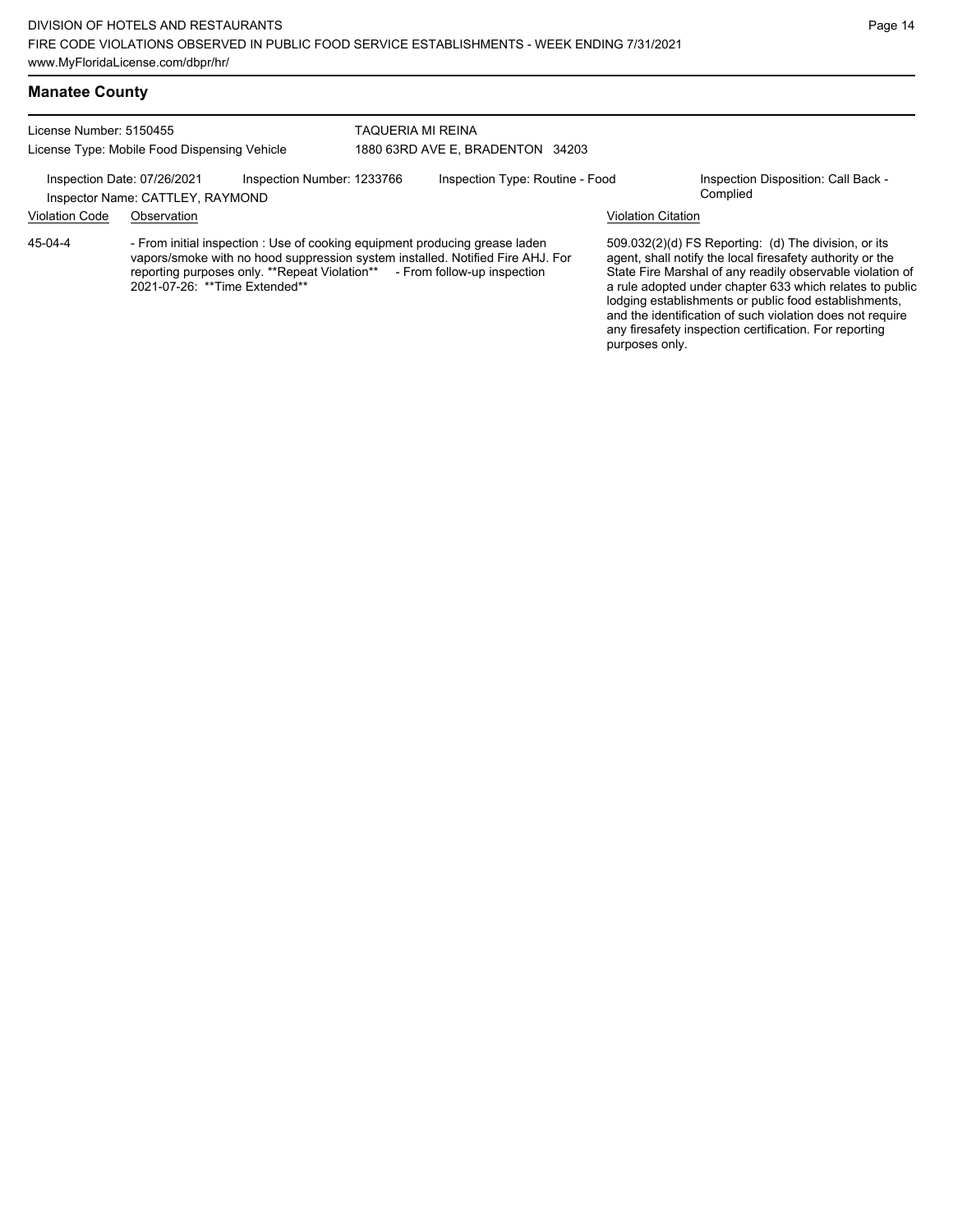## Manatee County

License Number: 5150455
License Type: Mobile Food Dispensing Vehicle

TAQUERIA MI REINA
1880 63RD AVE E, BRADENTON 34203

Inspection Date: 07/26/2021 | Inspection Number: 1233766 | Inspection Type: Routine - Food | Inspection Disposition: Call Back - Complied

Inspector Name: CATTLEY, RAYMOND

| Violation Code | Observation | Violation Citation |
| --- | --- | --- |
| 45-04-4 | - From initial inspection : Use of cooking equipment producing grease laden vapors/smoke with no hood suppression system installed. Notified Fire AHJ. For reporting purposes only. **Repeat Violation** - From follow-up inspection 2021-07-26: **Time Extended** | 509.032(2)(d) FS Reporting: (d) The division, or its agent, shall notify the local firesafety authority or the State Fire Marshal of any readily observable violation of a rule adopted under chapter 633 which relates to public lodging establishments or public food establishments, and the identification of such violation does not require any firesafety inspection certification. For reporting purposes only. |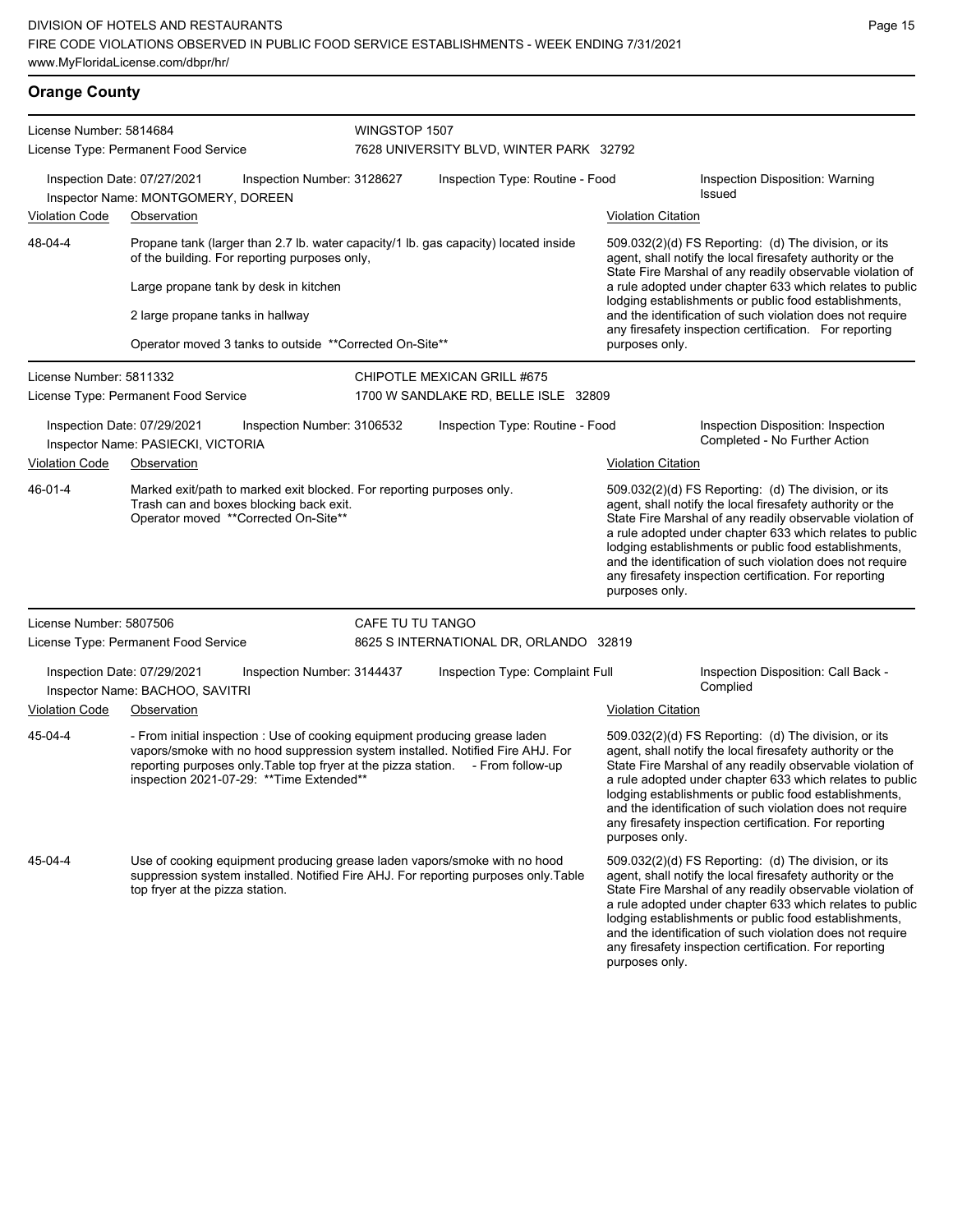## Orange County

**License Number:** 5814684
**License Type:** Permanent Food Service

**WINGSTOP 1507**
7628 UNIVERSITY BLVD, WINTER PARK 32792

**Inspection Date:** 07/27/2021 **Inspection Number:** 3128627 **Inspection Type:** Routine - Food **Inspection Disposition:** Warning Issued
**Inspector Name:** MONTGOMERY, DOREEN

| Violation Code | Observation | Violation Citation |
|---|---|---|
| 48-04-4 | Propane tank (larger than 2.7 lb. water capacity/1 lb. gas capacity) located inside of the building. For reporting purposes only,<br><br>Large propane tank by desk in kitchen<br><br>2 large propane tanks in hallway<br><br>Operator moved 3 tanks to outside **Corrected On-Site** | 509.032(2)(d) FS Reporting: (d) The division, or its agent, shall notify the local firesafety authority or the State Fire Marshal of any readily observable violation of a rule adopted under chapter 633 which relates to public lodging establishments or public food establishments, and the identification of such violation does not require any firesafety inspection certification. For reporting purposes only. |

**License Number:** 5811332
**License Type:** Permanent Food Service

**CHIPOTLE MEXICAN GRILL #675**
1700 W SANDLAKE RD, BELLE ISLE 32809

**Inspection Date:** 07/29/2021 **Inspection Number:** 3106532 **Inspection Type:** Routine - Food **Inspection Disposition:** Inspection Completed - No Further Action
**Inspector Name:** PASIECKI, VICTORIA

| Violation Code | Observation | Violation Citation |
|---|---|---|
| 46-01-4 | Marked exit/path to marked exit blocked. For reporting purposes only.<br>Trash can and boxes blocking back exit.<br>Operator moved **Corrected On-Site** | 509.032(2)(d) FS Reporting: (d) The division, or its agent, shall notify the local firesafety authority or the State Fire Marshal of any readily observable violation of a rule adopted under chapter 633 which relates to public lodging establishments or public food establishments, and the identification of such violation does not require any firesafety inspection certification. For reporting purposes only. |

**License Number:** 5807506
**License Type:** Permanent Food Service

**CAFE TU TU TANGO**
8625 S INTERNATIONAL DR, ORLANDO 32819

**Inspection Date:** 07/29/2021 **Inspection Number:** 3144437 **Inspection Type:** Complaint Full **Inspection Disposition:** Call Back - Complied
**Inspector Name:** BACHOO, SAVITRI

| Violation Code | Observation | Violation Citation |
|---|---|---|
| 45-04-4 | - From initial inspection : Use of cooking equipment producing grease laden vapors/smoke with no hood suppression system installed. Notified Fire AHJ. For reporting purposes only.Table top fryer at the pizza station. - From follow-up inspection 2021-07-29: **Time Extended** | 509.032(2)(d) FS Reporting: (d) The division, or its agent, shall notify the local firesafety authority or the State Fire Marshal of any readily observable violation of a rule adopted under chapter 633 which relates to public lodging establishments or public food establishments, and the identification of such violation does not require any firesafety inspection certification. For reporting purposes only. |
| 45-04-4 | Use of cooking equipment producing grease laden vapors/smoke with no hood suppression system installed. Notified Fire AHJ. For reporting purposes only.Table top fryer at the pizza station. | 509.032(2)(d) FS Reporting: (d) The division, or its agent, shall notify the local firesafety authority or the State Fire Marshal of any readily observable violation of a rule adopted under chapter 633 which relates to public lodging establishments or public food establishments, and the identification of such violation does not require any firesafety inspection certification. For reporting purposes only. |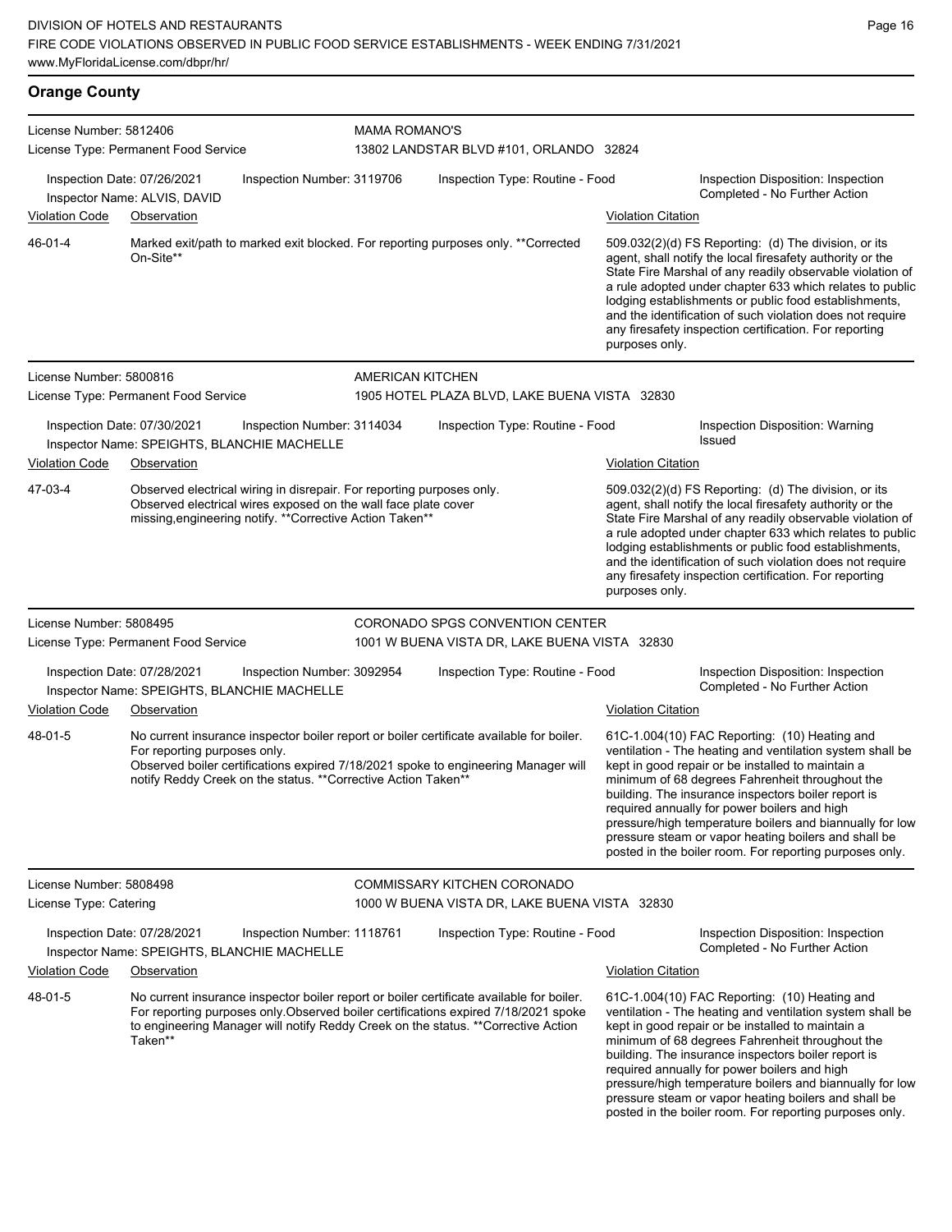## Orange County

**License Number:** 5812406
**License Type:** Permanent Food Service
**MAMA ROMANO'S**
13802 LANDSTAR BLVD #101, ORLANDO 32824

Inspection Date: 07/26/2021 | Inspection Number: 3119706 | Inspection Type: Routine - Food | Inspection Disposition: Inspection Completed - No Further Action
Inspector Name: ALVIS, DAVID

| Violation Code | Observation | Violation Citation |
|---|---|---|
| 46-01-4 | Marked exit/path to marked exit blocked. For reporting purposes only. **Corrected On-Site** | 509.032(2)(d) FS Reporting: (d) The division, or its agent, shall notify the local firesafety authority or the State Fire Marshal of any readily observable violation of a rule adopted under chapter 633 which relates to public lodging establishments or public food establishments, and the identification of such violation does not require any firesafety inspection certification. For reporting purposes only. |

**License Number:** 5800816
**License Type:** Permanent Food Service
**AMERICAN KITCHEN**
1905 HOTEL PLAZA BLVD, LAKE BUENA VISTA 32830

Inspection Date: 07/30/2021 | Inspection Number: 3114034 | Inspection Type: Routine - Food | Inspection Disposition: Warning Issued
Inspector Name: SPEIGHTS, BLANCHIE MACHELLE

| Violation Code | Observation | Violation Citation |
|---|---|---|
| 47-03-4 | Observed electrical wiring in disrepair. For reporting purposes only. Observed electrical wires exposed on the wall face plate cover missing,engineering notify. **Corrective Action Taken** | 509.032(2)(d) FS Reporting: (d) The division, or its agent, shall notify the local firesafety authority or the State Fire Marshal of any readily observable violation of a rule adopted under chapter 633 which relates to public lodging establishments or public food establishments, and the identification of such violation does not require any firesafety inspection certification. For reporting purposes only. |

**License Number:** 5808495
**License Type:** Permanent Food Service
**CORONADO SPGS CONVENTION CENTER**
1001 W BUENA VISTA DR, LAKE BUENA VISTA 32830

Inspection Date: 07/28/2021 | Inspection Number: 3092954 | Inspection Type: Routine - Food | Inspection Disposition: Inspection Completed - No Further Action
Inspector Name: SPEIGHTS, BLANCHIE MACHELLE

| Violation Code | Observation | Violation Citation |
|---|---|---|
| 48-01-5 | No current insurance inspector boiler report or boiler certificate available for boiler. For reporting purposes only. Observed boiler certifications expired 7/18/2021 spoke to engineering Manager will notify Reddy Creek on the status. **Corrective Action Taken** | 61C-1.004(10) FAC Reporting: (10) Heating and ventilation - The heating and ventilation system shall be kept in good repair or be installed to maintain a minimum of 68 degrees Fahrenheit throughout the building. The insurance inspectors boiler report is required annually for power boilers and high pressure/high temperature boilers and biannually for low pressure steam or vapor heating boilers and shall be posted in the boiler room. For reporting purposes only. |

**License Number:** 5808498
**License Type:** Catering
**COMMISSARY KITCHEN CORONADO**
1000 W BUENA VISTA DR, LAKE BUENA VISTA 32830

Inspection Date: 07/28/2021 | Inspection Number: 1118761 | Inspection Type: Routine - Food | Inspection Disposition: Inspection Completed - No Further Action
Inspector Name: SPEIGHTS, BLANCHIE MACHELLE

| Violation Code | Observation | Violation Citation |
|---|---|---|
| 48-01-5 | No current insurance inspector boiler report or boiler certificate available for boiler. For reporting purposes only.Observed boiler certifications expired 7/18/2021 spoke to engineering Manager will notify Reddy Creek on the status. **Corrective Action Taken** | 61C-1.004(10) FAC Reporting: (10) Heating and ventilation - The heating and ventilation system shall be kept in good repair or be installed to maintain a minimum of 68 degrees Fahrenheit throughout the building. The insurance inspectors boiler report is required annually for power boilers and high pressure/high temperature boilers and biannually for low pressure steam or vapor heating boilers and shall be posted in the boiler room. For reporting purposes only. |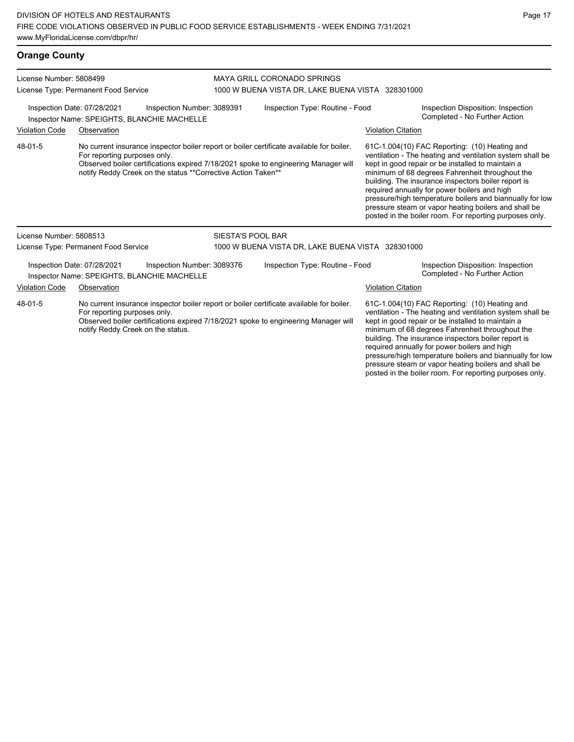## Orange County

License Number: 5808499
License Type: Permanent Food Service

MAYA GRILL CORONADO SPRINGS
1000 W BUENA VISTA DR, LAKE BUENA VISTA 328301000

Inspection Date: 07/28/2021
Inspection Number: 3089391
Inspection Type: Routine - Food
Inspection Disposition: Inspection Completed - No Further Action
Inspector Name: SPEIGHTS, BLANCHIE MACHELLE

| Violation Code | Observation | Violation Citation |
|---|---|---|
| 48-01-5 | No current insurance inspector boiler report or boiler certificate available for boiler. For reporting purposes only. Observed boiler certifications expired 7/18/2021 spoke to engineering Manager will notify Reddy Creek on the status **Corrective Action Taken** | 61C-1.004(10) FAC Reporting: (10) Heating and ventilation - The heating and ventilation system shall be kept in good repair or be installed to maintain a minimum of 68 degrees Fahrenheit throughout the building. The insurance inspectors boiler report is required annually for power boilers and high pressure/high temperature boilers and biannually for low pressure steam or vapor heating boilers and shall be posted in the boiler room. For reporting purposes only. |

License Number: 5808513
License Type: Permanent Food Service

SIESTA'S POOL BAR
1000 W BUENA VISTA DR, LAKE BUENA VISTA 328301000

Inspection Date: 07/28/2021
Inspection Number: 3089376
Inspection Type: Routine - Food
Inspection Disposition: Inspection Completed - No Further Action
Inspector Name: SPEIGHTS, BLANCHIE MACHELLE

| Violation Code | Observation | Violation Citation |
|---|---|---|
| 48-01-5 | No current insurance inspector boiler report or boiler certificate available for boiler. For reporting purposes only. Observed boiler certifications expired 7/18/2021 spoke to engineering Manager will notify Reddy Creek on the status. | 61C-1.004(10) FAC Reporting: (10) Heating and ventilation - The heating and ventilation system shall be kept in good repair or be installed to maintain a minimum of 68 degrees Fahrenheit throughout the building. The insurance inspectors boiler report is required annually for power boilers and high pressure/high temperature boilers and biannually for low pressure steam or vapor heating boilers and shall be posted in the boiler room. For reporting purposes only. |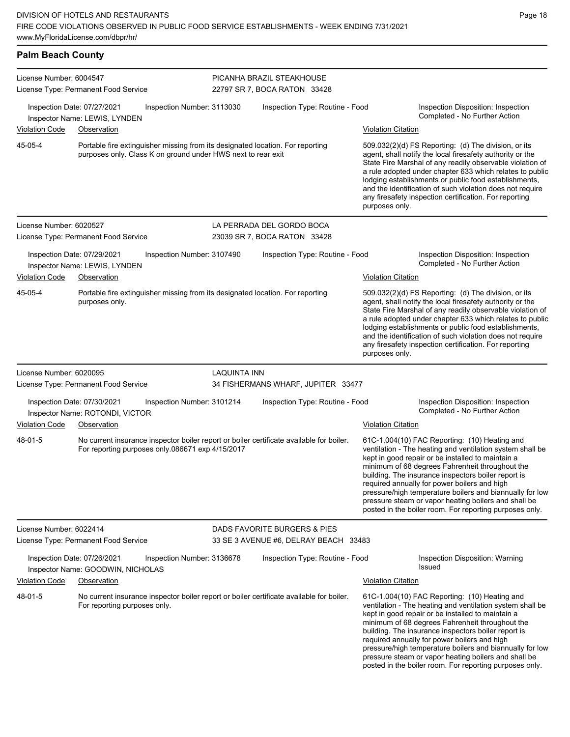## Palm Beach County

**License Number:** 6004547
**License Type:** Permanent Food Service
**PICANHA BRAZIL STEAKHOUSE**
22797 SR 7, BOCA RATON 33428

Inspection Date: 07/27/2021 | Inspection Number: 3113030 | Inspection Type: Routine - Food | Inspection Disposition: Inspection Completed - No Further Action
Inspector Name: LEWIS, LYNDEN

| Violation Code | Observation | Violation Citation |
|---|---|---|
| 45-05-4 | Portable fire extinguisher missing from its designated location. For reporting purposes only. Class K on ground under HWS next to rear exit | 509.032(2)(d) FS Reporting: (d) The division, or its agent, shall notify the local firesafety authority or the State Fire Marshal of any readily observable violation of a rule adopted under chapter 633 which relates to public lodging establishments or public food establishments, and the identification of such violation does not require any firesafety inspection certification. For reporting purposes only. |

**License Number:** 6020527
**License Type:** Permanent Food Service
**LA PERRADA DEL GORDO BOCA**
23039 SR 7, BOCA RATON 33428

Inspection Date: 07/29/2021 | Inspection Number: 3107490 | Inspection Type: Routine - Food | Inspection Disposition: Inspection Completed - No Further Action
Inspector Name: LEWIS, LYNDEN

| Violation Code | Observation | Violation Citation |
|---|---|---|
| 45-05-4 | Portable fire extinguisher missing from its designated location. For reporting purposes only. | 509.032(2)(d) FS Reporting: (d) The division, or its agent, shall notify the local firesafety authority or the State Fire Marshal of any readily observable violation of a rule adopted under chapter 633 which relates to public lodging establishments or public food establishments, and the identification of such violation does not require any firesafety inspection certification. For reporting purposes only. |

**License Number:** 6020095
**License Type:** Permanent Food Service
**LAQUINTA INN**
34 FISHERMANS WHARF, JUPITER 33477

Inspection Date: 07/30/2021 | Inspection Number: 3101214 | Inspection Type: Routine - Food | Inspection Disposition: Inspection Completed - No Further Action
Inspector Name: ROTONDI, VICTOR

| Violation Code | Observation | Violation Citation |
|---|---|---|
| 48-01-5 | No current insurance inspector boiler report or boiler certificate available for boiler. For reporting purposes only.086671 exp 4/15/2017 | 61C-1.004(10) FAC Reporting: (10) Heating and ventilation - The heating and ventilation system shall be kept in good repair or be installed to maintain a minimum of 68 degrees Fahrenheit throughout the building. The insurance inspectors boiler report is required annually for power boilers and high pressure/high temperature boilers and biannually for low pressure steam or vapor heating boilers and shall be posted in the boiler room. For reporting purposes only. |

**License Number:** 6022414
**License Type:** Permanent Food Service
**DADS FAVORITE BURGERS & PIES**
33 SE 3 AVENUE #6, DELRAY BEACH 33483

Inspection Date: 07/26/2021 | Inspection Number: 3136678 | Inspection Type: Routine - Food | Inspection Disposition: Warning Issued
Inspector Name: GOODWIN, NICHOLAS

| Violation Code | Observation | Violation Citation |
|---|---|---|
| 48-01-5 | No current insurance inspector boiler report or boiler certificate available for boiler. For reporting purposes only. | 61C-1.004(10) FAC Reporting: (10) Heating and ventilation - The heating and ventilation system shall be kept in good repair or be installed to maintain a minimum of 68 degrees Fahrenheit throughout the building. The insurance inspectors boiler report is required annually for power boilers and high pressure/high temperature boilers and biannually for low pressure steam or vapor heating boilers and shall be posted in the boiler room. For reporting purposes only. |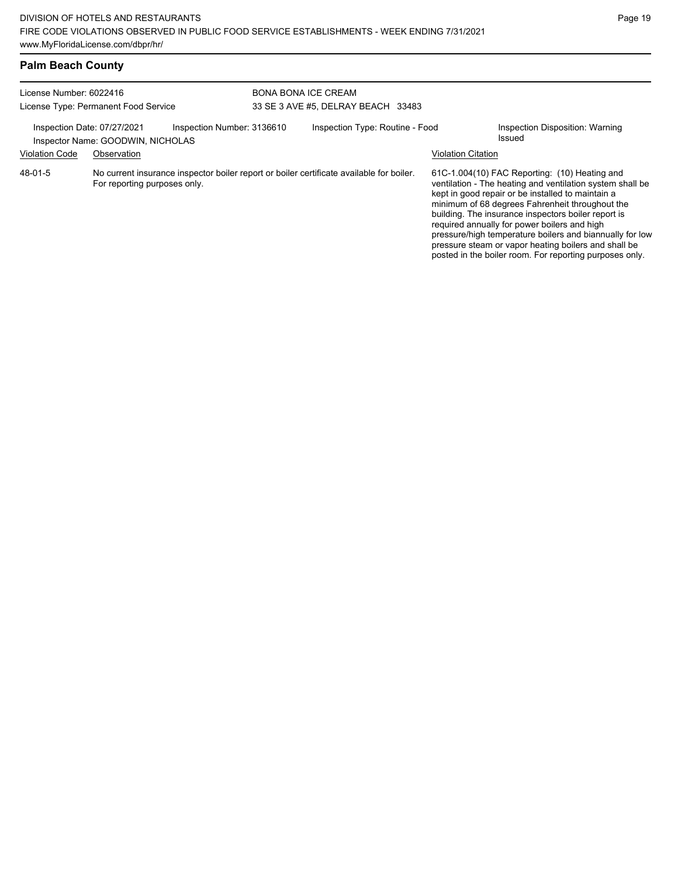## Palm Beach County

License Number: 6022416
License Type: Permanent Food Service

BONA BONA ICE CREAM
33 SE 3 AVE #5, DELRAY BEACH 33483

Inspection Date: 07/27/2021
Inspector Name: GOODWIN, NICHOLAS
Inspection Number: 3136610
Inspection Type: Routine - Food
Inspection Disposition: Warning Issued

| Violation Code | Observation | Violation Citation |
| --- | --- | --- |
| 48-01-5 | No current insurance inspector boiler report or boiler certificate available for boiler. For reporting purposes only. | 61C-1.004(10) FAC Reporting: (10) Heating and ventilation - The heating and ventilation system shall be kept in good repair or be installed to maintain a minimum of 68 degrees Fahrenheit throughout the building. The insurance inspectors boiler report is required annually for power boilers and high pressure/high temperature boilers and biannually for low pressure steam or vapor heating boilers and shall be posted in the boiler room. For reporting purposes only. |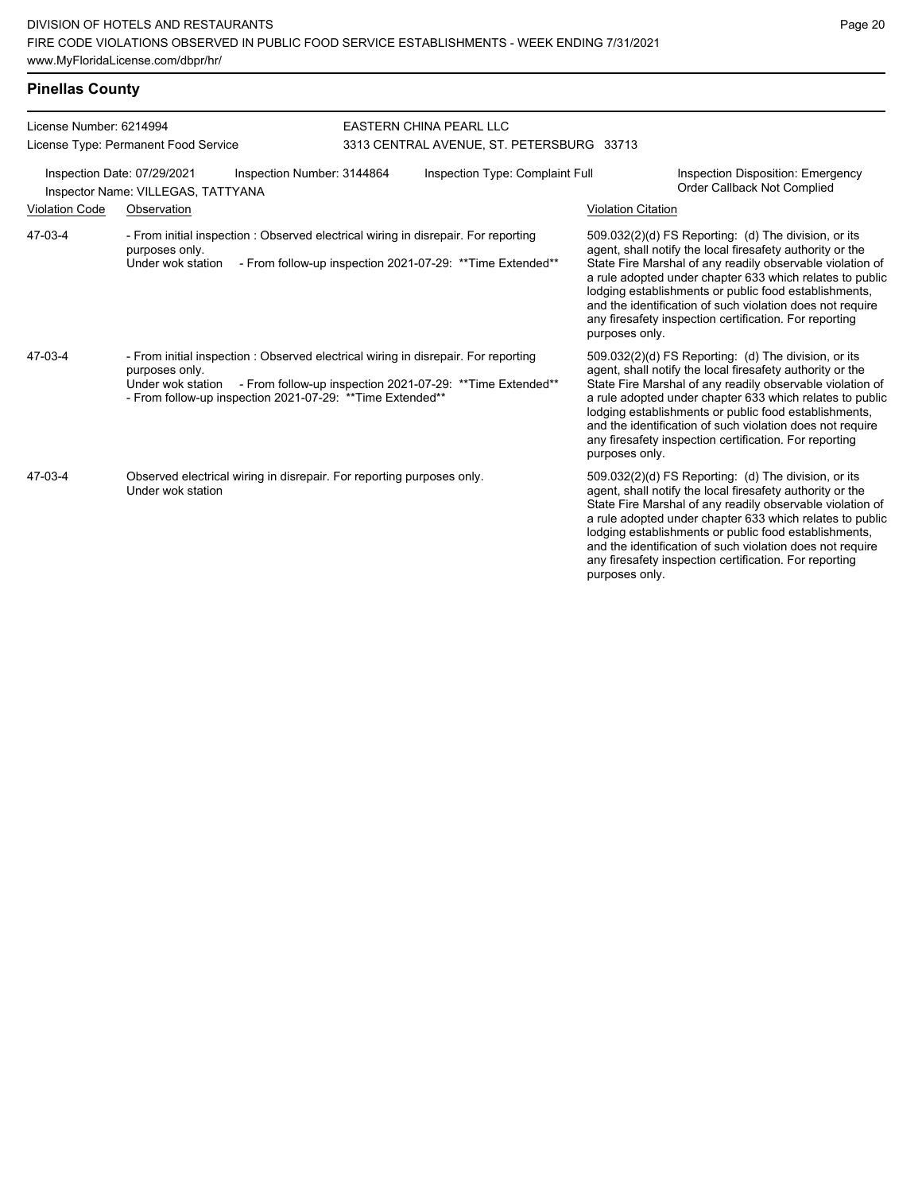## Pinellas County

License Number: 6214994
License Type: Permanent Food Service

EASTERN CHINA PEARL LLC
3313 CENTRAL AVENUE, ST. PETERSBURG 33713

Inspection Date: 07/29/2021 | Inspection Number: 3144864 | Inspection Type: Complaint Full | Inspection Disposition: Emergency Order Callback Not Complied

Inspector Name: VILLEGAS, TATTYANA

| Violation Code | Observation | Violation Citation |
| --- | --- | --- |
| 47-03-4 | - From initial inspection : Observed electrical wiring in disrepair. For reporting purposes only. Under wok station - From follow-up inspection 2021-07-29: **Time Extended** | 509.032(2)(d) FS Reporting: (d) The division, or its agent, shall notify the local firesafety authority or the State Fire Marshal of any readily observable violation of a rule adopted under chapter 633 which relates to public lodging establishments or public food establishments, and the identification of such violation does not require any firesafety inspection certification. For reporting purposes only. |
| 47-03-4 | - From initial inspection : Observed electrical wiring in disrepair. For reporting purposes only. Under wok station - From follow-up inspection 2021-07-29: **Time Extended** - From follow-up inspection 2021-07-29: **Time Extended** | 509.032(2)(d) FS Reporting: (d) The division, or its agent, shall notify the local firesafety authority or the State Fire Marshal of any readily observable violation of a rule adopted under chapter 633 which relates to public lodging establishments or public food establishments, and the identification of such violation does not require any firesafety inspection certification. For reporting purposes only. |
| 47-03-4 | Observed electrical wiring in disrepair. For reporting purposes only. Under wok station | 509.032(2)(d) FS Reporting: (d) The division, or its agent, shall notify the local firesafety authority or the State Fire Marshal of any readily observable violation of a rule adopted under chapter 633 which relates to public lodging establishments or public food establishments, and the identification of such violation does not require any firesafety inspection certification. For reporting purposes only. |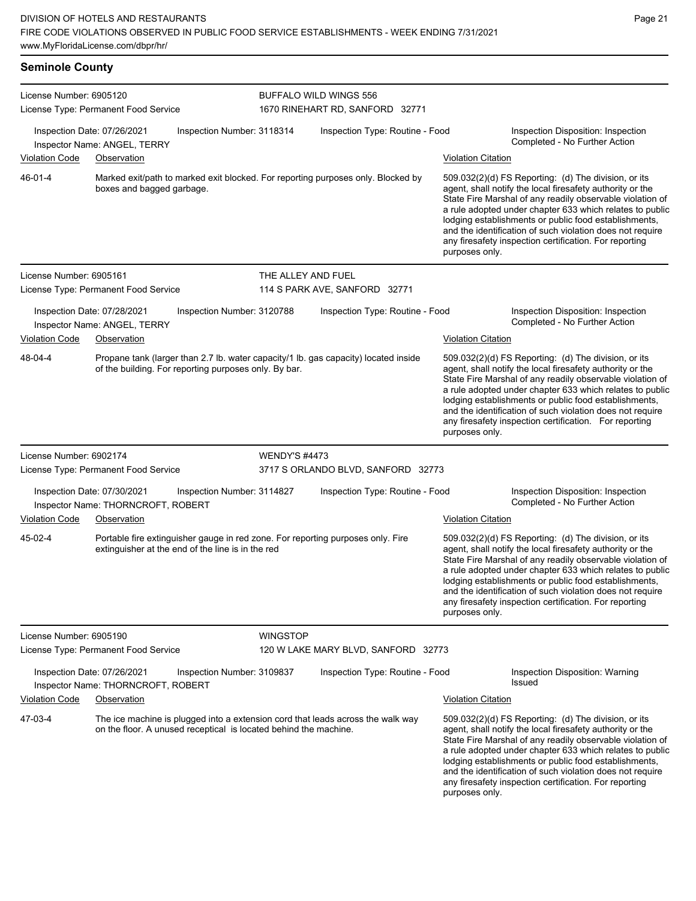## Seminole County

**License Number:** 6905120
**License Type:** Permanent Food Service

**BUFFALO WILD WINGS 556**
1670 RINEHART RD, SANFORD 32771

Inspection Date: 07/26/2021
Inspector Name: ANGEL, TERRY
Inspection Number: 3118314
Inspection Type: Routine - Food
Inspection Disposition: Inspection Completed - No Further Action

| Violation Code | Observation | Violation Citation |
| --- | --- | --- |
| 46-01-4 | Marked exit/path to marked exit blocked. For reporting purposes only. Blocked by boxes and bagged garbage. | 509.032(2)(d) FS Reporting: (d) The division, or its agent, shall notify the local firesafety authority or the State Fire Marshal of any readily observable violation of a rule adopted under chapter 633 which relates to public lodging establishments or public food establishments, and the identification of such violation does not require any firesafety inspection certification. For reporting purposes only. |

---

**License Number:** 6905161
**License Type:** Permanent Food Service

**THE ALLEY AND FUEL**
114 S PARK AVE, SANFORD 32771

Inspection Date: 07/28/2021
Inspector Name: ANGEL, TERRY
Inspection Number: 3120788
Inspection Type: Routine - Food
Inspection Disposition: Inspection Completed - No Further Action

| Violation Code | Observation | Violation Citation |
| --- | --- | --- |
| 48-04-4 | Propane tank (larger than 2.7 lb. water capacity/1 lb. gas capacity) located inside of the building. For reporting purposes only. By bar. | 509.032(2)(d) FS Reporting: (d) The division, or its agent, shall notify the local firesafety authority or the State Fire Marshal of any readily observable violation of a rule adopted under chapter 633 which relates to public lodging establishments or public food establishments, and the identification of such violation does not require any firesafety inspection certification. For reporting purposes only. |

---

**License Number:** 6902174
**License Type:** Permanent Food Service

**WENDY'S #4473**
3717 S ORLANDO BLVD, SANFORD 32773

Inspection Date: 07/30/2021
Inspector Name: THORNCROFT, ROBERT
Inspection Number: 3114827
Inspection Type: Routine - Food
Inspection Disposition: Inspection Completed - No Further Action

| Violation Code | Observation | Violation Citation |
| --- | --- | --- |
| 45-02-4 | Portable fire extinguisher gauge in red zone. For reporting purposes only. Fire extinguisher at the end of the line is in the red | 509.032(2)(d) FS Reporting: (d) The division, or its agent, shall notify the local firesafety authority or the State Fire Marshal of any readily observable violation of a rule adopted under chapter 633 which relates to public lodging establishments or public food establishments, and the identification of such violation does not require any firesafety inspection certification. For reporting purposes only. |

---

**License Number:** 6905190
**License Type:** Permanent Food Service

**WINGSTOP**
120 W LAKE MARY BLVD, SANFORD 32773

Inspection Date: 07/26/2021
Inspector Name: THORNCROFT, ROBERT
Inspection Number: 3109837
Inspection Type: Routine - Food
Inspection Disposition: Warning Issued

| Violation Code | Observation | Violation Citation |
| --- | --- | --- |
| 47-03-4 | The ice machine is plugged into a extension cord that leads across the walk way on the floor. A unused receptical is located behind the machine. | 509.032(2)(d) FS Reporting: (d) The division, or its agent, shall notify the local firesafety authority or the State Fire Marshal of any readily observable violation of a rule adopted under chapter 633 which relates to public lodging establishments or public food establishments, and the identification of such violation does not require any firesafety inspection certification. For reporting purposes only. |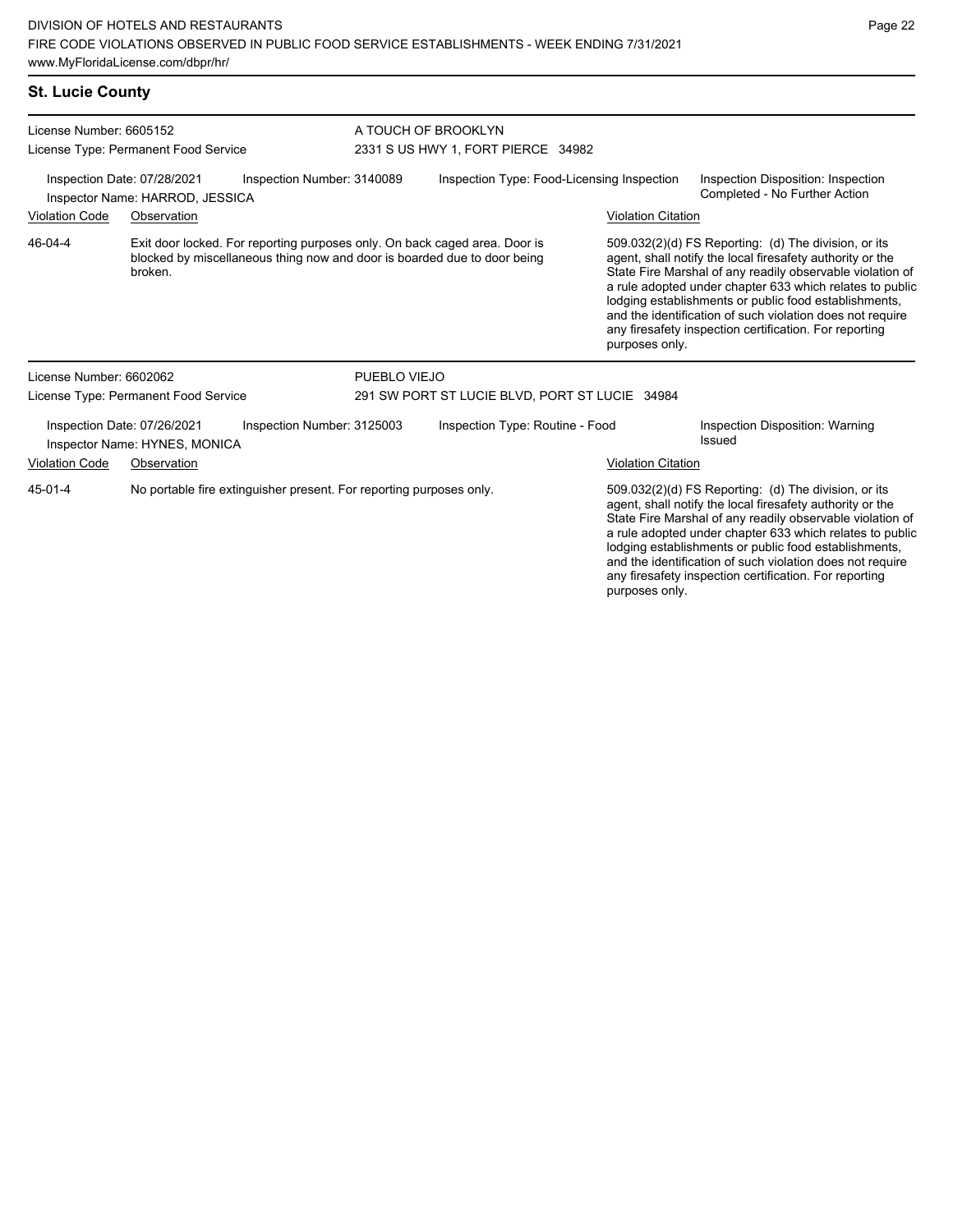## St. Lucie County

**License Number:** 6605152
**License Type:** Permanent Food Service

**A TOUCH OF BROOKLYN**
2331 S US HWY 1, FORT PIERCE 34982

**Inspection Date:** 07/28/2021 **Inspection Number:** 3140089 **Inspection Type:** Food-Licensing Inspection **Inspection Disposition:** Inspection Completed - No Further Action
**Inspector Name:** HARROD, JESSICA

| Violation Code | Observation | Violation Citation |
|---|---|---|
| 46-04-4 | Exit door locked. For reporting purposes only. On back caged area. Door is blocked by miscellaneous thing now and door is boarded due to door being broken. | 509.032(2)(d) FS Reporting: (d) The division, or its agent, shall notify the local firesafety authority or the State Fire Marshal of any readily observable violation of a rule adopted under chapter 633 which relates to public lodging establishments or public food establishments, and the identification of such violation does not require any firesafety inspection certification. For reporting purposes only. |

---

**License Number:** 6602062
**License Type:** Permanent Food Service

**PUEBLO VIEJO**
291 SW PORT ST LUCIE BLVD, PORT ST LUCIE 34984

**Inspection Date:** 07/26/2021 **Inspection Number:** 3125003 **Inspection Type:** Routine - Food **Inspection Disposition:** Warning Issued
**Inspector Name:** HYNES, MONICA

| Violation Code | Observation | Violation Citation |
|---|---|---|
| 45-01-4 | No portable fire extinguisher present. For reporting purposes only. | 509.032(2)(d) FS Reporting: (d) The division, or its agent, shall notify the local firesafety authority or the State Fire Marshal of any readily observable violation of a rule adopted under chapter 633 which relates to public lodging establishments or public food establishments, and the identification of such violation does not require any firesafety inspection certification. For reporting purposes only. |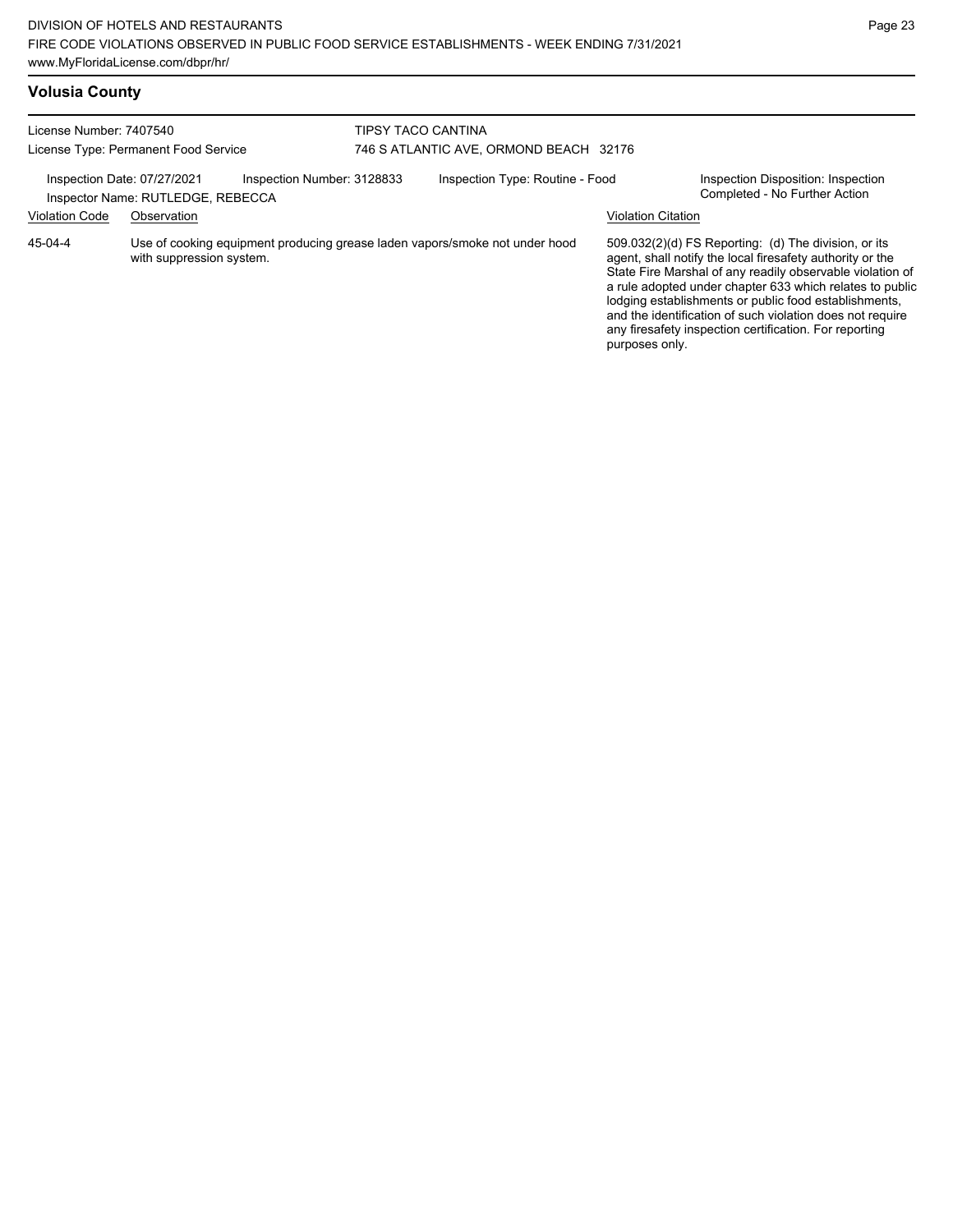## Volusia County

License Number: 7407540

License Type: Permanent Food Service

TIPSY TACO CANTINA

746 S ATLANTIC AVE, ORMOND BEACH 32176

Inspection Date: 07/27/2021 | Inspection Number: 3128833 | Inspection Type: Routine - Food | Inspection Disposition: Inspection Completed - No Further Action

Inspector Name: RUTLEDGE, REBECCA

| Violation Code | Observation | Violation Citation |
|---|---|---|
| 45-04-4 | Use of cooking equipment producing grease laden vapors/smoke not under hood with suppression system. | 509.032(2)(d) FS Reporting: (d) The division, or its agent, shall notify the local firesafety authority or the State Fire Marshal of any readily observable violation of a rule adopted under chapter 633 which relates to public lodging establishments or public food establishments, and the identification of such violation does not require any firesafety inspection certification. For reporting purposes only. |